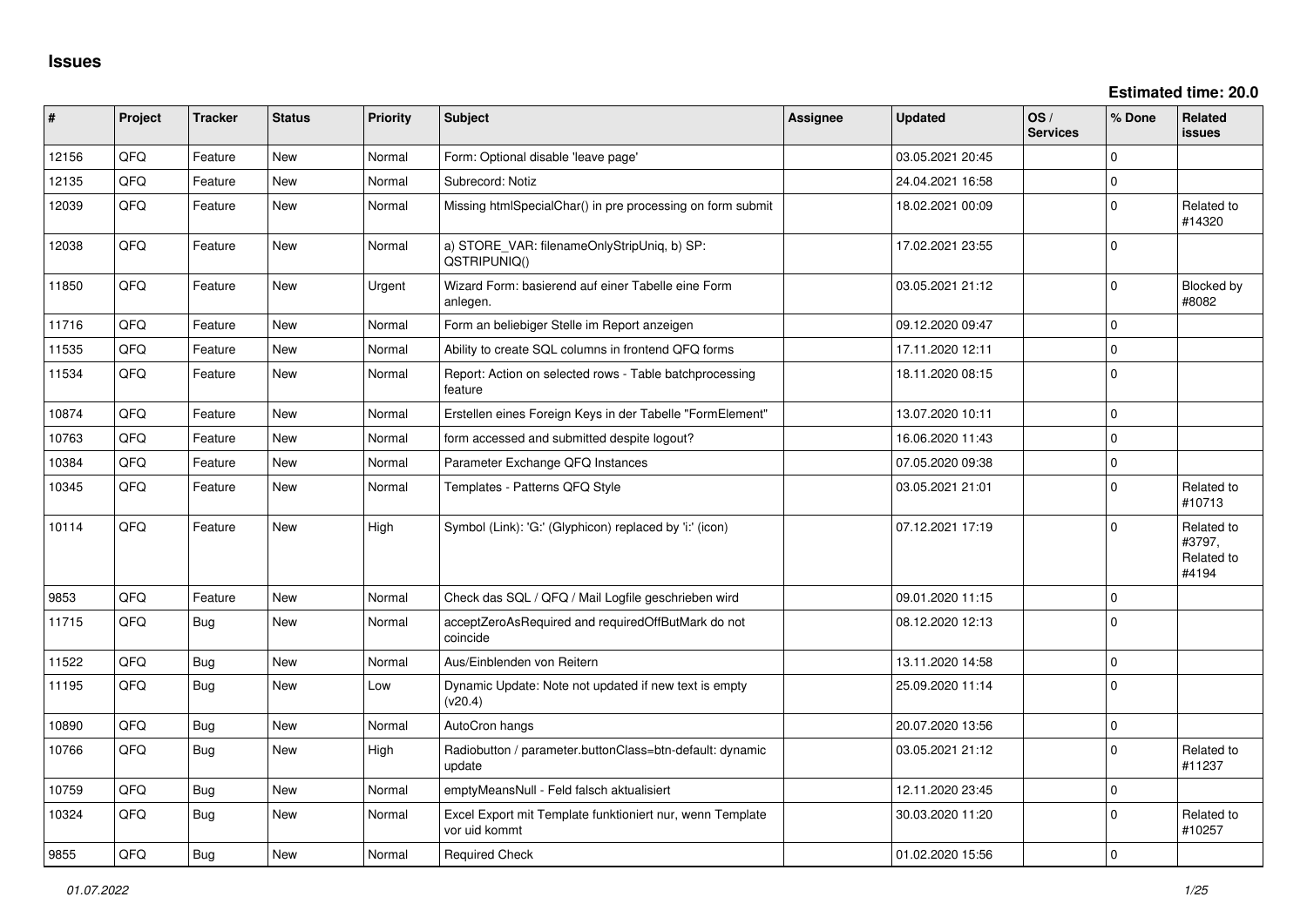# Issues

**Estimated time: 20.0**

| # | Project | Tracker | Status | Priority | Subject | Assignee | Updated | OS / Services | % Done | Related issues |
|---|---|---|---|---|---|---|---|---|---|---|
| 12156 | QFQ | Feature | New | Normal | Form: Optional disable 'leave page' | | 03.05.2021 20:45 | | 0 | |
| 12135 | QFQ | Feature | New | Normal | Subrecord: Notiz | | 24.04.2021 16:58 | | 0 | |
| 12039 | QFQ | Feature | New | Normal | Missing htmlSpecialChar() in pre processing on form submit | | 18.02.2021 00:09 | | 0 | Related to #14320 |
| 12038 | QFQ | Feature | New | Normal | a) STORE_VAR: filenameOnlyStripUniq, b) SP: QSTRIPUNIQ() | | 17.02.2021 23:55 | | 0 | |
| 11850 | QFQ | Feature | New | Urgent | Wizard Form: basierend auf einer Tabelle eine Form anlegen. | | 03.05.2021 21:12 | | 0 | Blocked by #8082 |
| 11716 | QFQ | Feature | New | Normal | Form an beliebiger Stelle im Report anzeigen | | 09.12.2020 09:47 | | 0 | |
| 11535 | QFQ | Feature | New | Normal | Ability to create SQL columns in frontend QFQ forms | | 17.11.2020 12:11 | | 0 | |
| 11534 | QFQ | Feature | New | Normal | Report: Action on selected rows - Table batchprocessing feature | | 18.11.2020 08:15 | | 0 | |
| 10874 | QFQ | Feature | New | Normal | Erstellen eines Foreign Keys in der Tabelle "FormElement" | | 13.07.2020 10:11 | | 0 | |
| 10763 | QFQ | Feature | New | Normal | form accessed and submitted despite logout? | | 16.06.2020 11:43 | | 0 | |
| 10384 | QFQ | Feature | New | Normal | Parameter Exchange QFQ Instances | | 07.05.2020 09:38 | | 0 | |
| 10345 | QFQ | Feature | New | Normal | Templates - Patterns QFQ Style | | 03.05.2021 21:01 | | 0 | Related to #10713 |
| 10114 | QFQ | Feature | New | High | Symbol (Link): 'G:' (Glyphicon) replaced by 'i:' (icon) | | 07.12.2021 17:19 | | 0 | Related to #3797, Related to #4194 |
| 9853 | QFQ | Feature | New | Normal | Check das SQL / QFQ / Mail Logfile geschrieben wird | | 09.01.2020 11:15 | | 0 | |
| 11715 | QFQ | Bug | New | Normal | acceptZeroAsRequired and requiredOffButMark do not coincide | | 08.12.2020 12:13 | | 0 | |
| 11522 | QFQ | Bug | New | Normal | Aus/Einblenden von Reitern | | 13.11.2020 14:58 | | 0 | |
| 11195 | QFQ | Bug | New | Low | Dynamic Update: Note not updated if new text is empty (v20.4) | | 25.09.2020 11:14 | | 0 | |
| 10890 | QFQ | Bug | New | Normal | AutoCron hangs | | 20.07.2020 13:56 | | 0 | |
| 10766 | QFQ | Bug | New | High | Radiobutton / parameter.buttonClass=btn-default: dynamic update | | 03.05.2021 21:12 | | 0 | Related to #11237 |
| 10759 | QFQ | Bug | New | Normal | emptyMeansNull - Feld falsch aktualisiert | | 12.11.2020 23:45 | | 0 | |
| 10324 | QFQ | Bug | New | Normal | Excel Export mit Template funktioniert nur, wenn Template vor uid kommt | | 30.03.2020 11:20 | | 0 | Related to #10257 |
| 9855 | QFQ | Bug | New | Normal | Required Check | | 01.02.2020 15:56 | | 0 | |

*01.07.2022*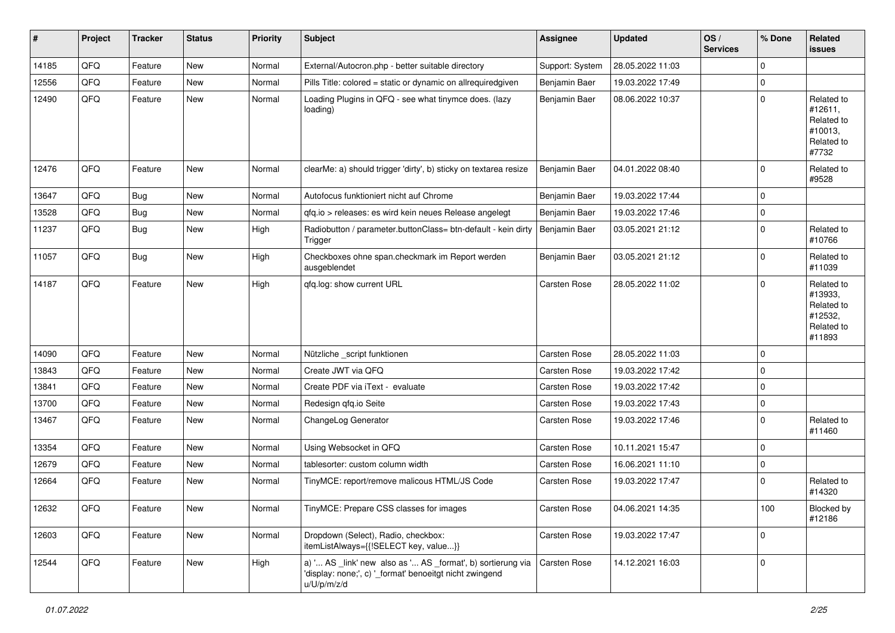| # | Project | Tracker | Status | Priority | Subject | Assignee | Updated | OS / Services | % Done | Related issues |
|---|---|---|---|---|---|---|---|---|---|---|
| 14185 | QFQ | Feature | New | Normal | External/Autocron.php - better suitable directory | Support: System | 28.05.2022 11:03 | | 0 | |
| 12556 | QFQ | Feature | New | Normal | Pills Title: colored = static or dynamic on allrequiredgiven | Benjamin Baer | 19.03.2022 17:49 | | 0 | |
| 12490 | QFQ | Feature | New | Normal | Loading Plugins in QFQ - see what tinymce does. (lazy loading) | Benjamin Baer | 08.06.2022 10:37 | | 0 | Related to #12611, Related to #10013, Related to #7732 |
| 12476 | QFQ | Feature | New | Normal | clearMe: a) should trigger 'dirty', b) sticky on textarea resize | Benjamin Baer | 04.01.2022 08:40 | | 0 | Related to #9528 |
| 13647 | QFQ | Bug | New | Normal | Autofocus funktioniert nicht auf Chrome | Benjamin Baer | 19.03.2022 17:44 | | 0 | |
| 13528 | QFQ | Bug | New | Normal | qfq.io > releases: es wird kein neues Release angelegt | Benjamin Baer | 19.03.2022 17:46 | | 0 | |
| 11237 | QFQ | Bug | New | High | Radiobutton / parameter.buttonClass= btn-default - kein dirty Trigger | Benjamin Baer | 03.05.2021 21:12 | | 0 | Related to #10766 |
| 11057 | QFQ | Bug | New | High | Checkboxes ohne span.checkmark im Report werden ausgeblendet | Benjamin Baer | 03.05.2021 21:12 | | 0 | Related to #11039 |
| 14187 | QFQ | Feature | New | High | qfq.log: show current URL | Carsten Rose | 28.05.2022 11:02 | | 0 | Related to #13933, Related to #12532, Related to #11893 |
| 14090 | QFQ | Feature | New | Normal | Nützliche _script funktionen | Carsten Rose | 28.05.2022 11:03 | | 0 | |
| 13843 | QFQ | Feature | New | Normal | Create JWT via QFQ | Carsten Rose | 19.03.2022 17:42 | | 0 | |
| 13841 | QFQ | Feature | New | Normal | Create PDF via iText - evaluate | Carsten Rose | 19.03.2022 17:42 | | 0 | |
| 13700 | QFQ | Feature | New | Normal | Redesign qfq.io Seite | Carsten Rose | 19.03.2022 17:43 | | 0 | |
| 13467 | QFQ | Feature | New | Normal | ChangeLog Generator | Carsten Rose | 19.03.2022 17:46 | | 0 | Related to #11460 |
| 13354 | QFQ | Feature | New | Normal | Using Websocket in QFQ | Carsten Rose | 10.11.2021 15:47 | | 0 | |
| 12679 | QFQ | Feature | New | Normal | tablesorter: custom column width | Carsten Rose | 16.06.2021 11:10 | | 0 | |
| 12664 | QFQ | Feature | New | Normal | TinyMCE: report/remove malicous HTML/JS Code | Carsten Rose | 19.03.2022 17:47 | | 0 | Related to #14320 |
| 12632 | QFQ | Feature | New | Normal | TinyMCE: Prepare CSS classes for images | Carsten Rose | 04.06.2021 14:35 | | 100 | Blocked by #12186 |
| 12603 | QFQ | Feature | New | Normal | Dropdown (Select), Radio, checkbox: itemListAlways={{!SELECT key, value...}} | Carsten Rose | 19.03.2022 17:47 | | 0 | |
| 12544 | QFQ | Feature | New | High | a) '... AS _link' new also as '... AS _format', b) sortierung via 'display: none;', c) '_format' benoeitgt nicht zwingend u/U/p/m/z/d | Carsten Rose | 14.12.2021 16:03 | | 0 | |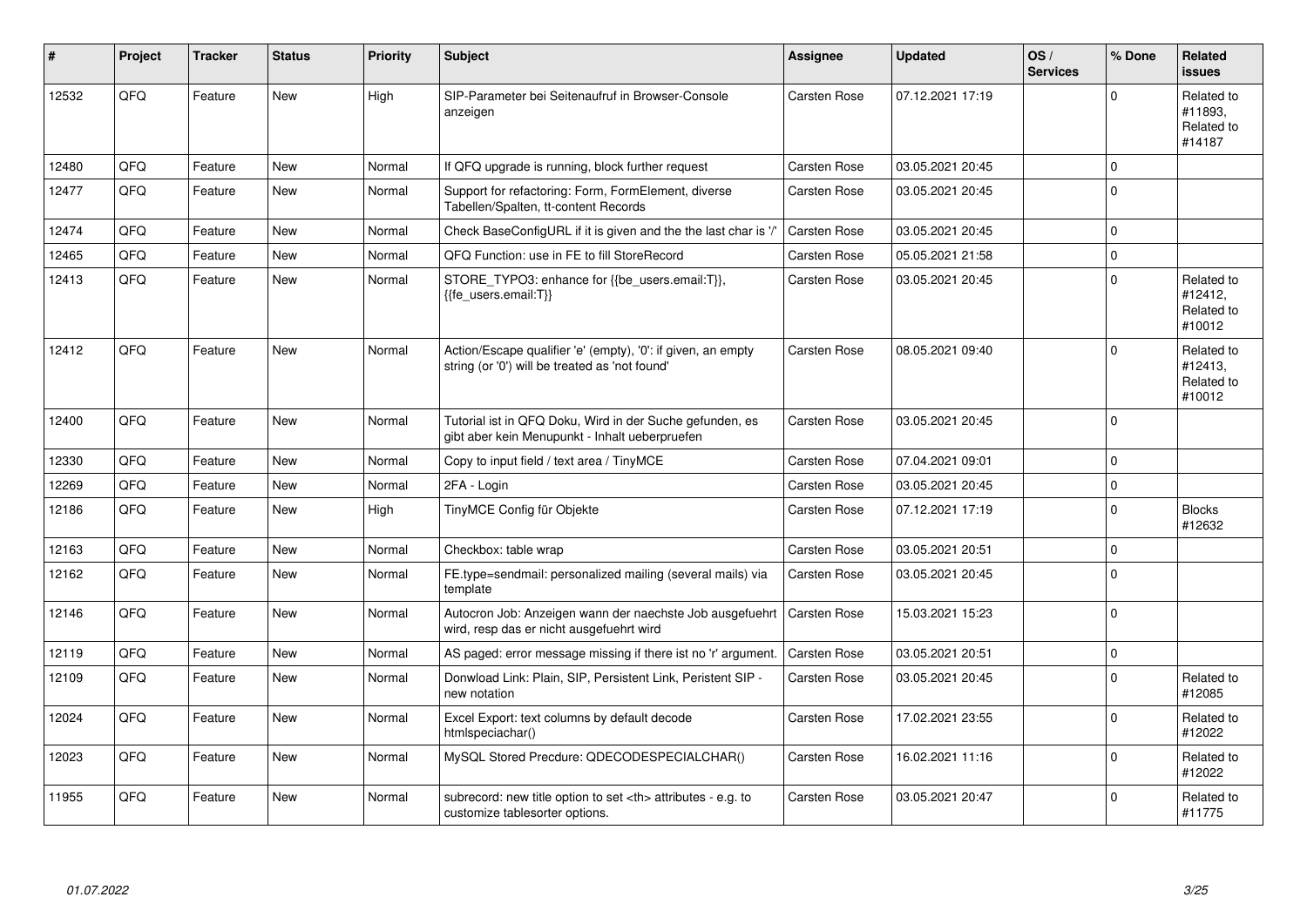| # | Project | Tracker | Status | Priority | Subject | Assignee | Updated | OS / Services | % Done | Related issues |
|---|---|---|---|---|---|---|---|---|---|---|
| 12532 | QFQ | Feature | New | High | SIP-Parameter bei Seitenaufruf in Browser-Console anzeigen | Carsten Rose | 07.12.2021 17:19 | | 0 | Related to #11893, Related to #14187 |
| 12480 | QFQ | Feature | New | Normal | If QFQ upgrade is running, block further request | Carsten Rose | 03.05.2021 20:45 | | 0 | |
| 12477 | QFQ | Feature | New | Normal | Support for refactoring: Form, FormElement, diverse Tabellen/Spalten, tt-content Records | Carsten Rose | 03.05.2021 20:45 | | 0 | |
| 12474 | QFQ | Feature | New | Normal | Check BaseConfigURL if it is given and the the last char is '/' | Carsten Rose | 03.05.2021 20:45 | | 0 | |
| 12465 | QFQ | Feature | New | Normal | QFQ Function: use in FE to fill StoreRecord | Carsten Rose | 05.05.2021 21:58 | | 0 | |
| 12413 | QFQ | Feature | New | Normal | STORE_TYPO3: enhance for {{be_users.email:T}}, {{fe_users.email:T}} | Carsten Rose | 03.05.2021 20:45 | | 0 | Related to #12412, Related to #10012 |
| 12412 | QFQ | Feature | New | Normal | Action/Escape qualifier 'e' (empty), '0': if given, an empty string (or '0') will be treated as 'not found' | Carsten Rose | 08.05.2021 09:40 | | 0 | Related to #12413, Related to #10012 |
| 12400 | QFQ | Feature | New | Normal | Tutorial ist in QFQ Doku, Wird in der Suche gefunden, es gibt aber kein Menupunkt - Inhalt ueberpruefen | Carsten Rose | 03.05.2021 20:45 | | 0 | |
| 12330 | QFQ | Feature | New | Normal | Copy to input field / text area / TinyMCE | Carsten Rose | 07.04.2021 09:01 | | 0 | |
| 12269 | QFQ | Feature | New | Normal | 2FA - Login | Carsten Rose | 03.05.2021 20:45 | | 0 | |
| 12186 | QFQ | Feature | New | High | TinyMCE Config für Objekte | Carsten Rose | 07.12.2021 17:19 | | 0 | Blocks #12632 |
| 12163 | QFQ | Feature | New | Normal | Checkbox: table wrap | Carsten Rose | 03.05.2021 20:51 | | 0 | |
| 12162 | QFQ | Feature | New | Normal | FE.type=sendmail: personalized mailing (several mails) via template | Carsten Rose | 03.05.2021 20:45 | | 0 | |
| 12146 | QFQ | Feature | New | Normal | Autocron Job: Anzeigen wann der naechste Job ausgefuehrt wird, resp das er nicht ausgefuehrt wird | Carsten Rose | 15.03.2021 15:23 | | 0 | |
| 12119 | QFQ | Feature | New | Normal | AS paged: error message missing if there ist no 'r' argument. | Carsten Rose | 03.05.2021 20:51 | | 0 | |
| 12109 | QFQ | Feature | New | Normal | Donwload Link: Plain, SIP, Persistent Link, Peristent SIP - new notation | Carsten Rose | 03.05.2021 20:45 | | 0 | Related to #12085 |
| 12024 | QFQ | Feature | New | Normal | Excel Export: text columns by default decode htmlspeciachar() | Carsten Rose | 17.02.2021 23:55 | | 0 | Related to #12022 |
| 12023 | QFQ | Feature | New | Normal | MySQL Stored Precdure: QDECODESPECIALCHAR() | Carsten Rose | 16.02.2021 11:16 | | 0 | Related to #12022 |
| 11955 | QFQ | Feature | New | Normal | subrecord: new title option to set <th> attributes - e.g. to customize tablesorter options. | Carsten Rose | 03.05.2021 20:47 | | 0 | Related to #11775 |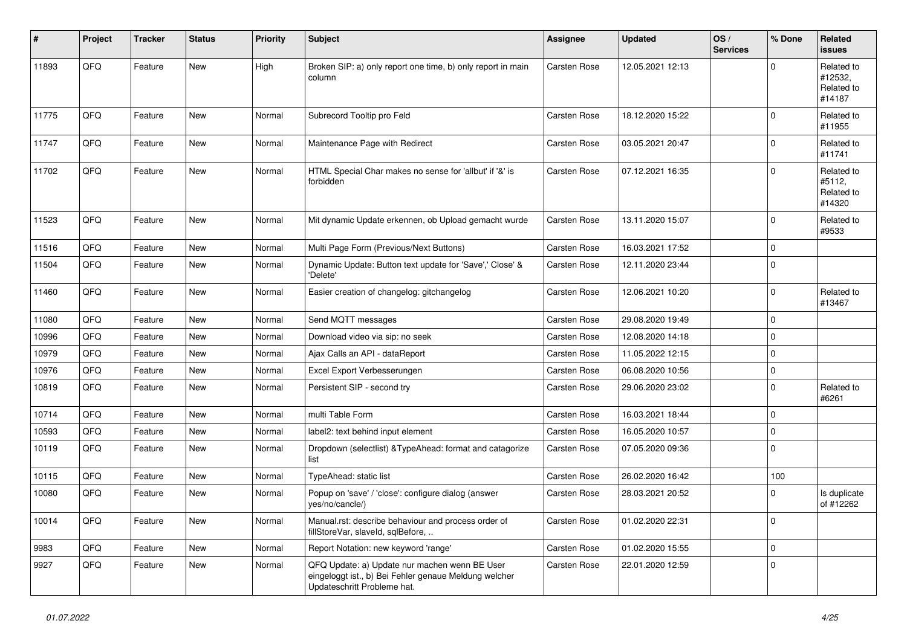| # | Project | Tracker | Status | Priority | Subject | Assignee | Updated | OS / Services | % Done | Related issues |
|---|---|---|---|---|---|---|---|---|---|---|
| 11893 | QFQ | Feature | New | High | Broken SIP: a) only report one time, b) only report in main column | Carsten Rose | 12.05.2021 12:13 | | 0 | Related to #12532, Related to #14187 |
| 11775 | QFQ | Feature | New | Normal | Subrecord Tooltip pro Feld | Carsten Rose | 18.12.2020 15:22 | | 0 | Related to #11955 |
| 11747 | QFQ | Feature | New | Normal | Maintenance Page with Redirect | Carsten Rose | 03.05.2021 20:47 | | 0 | Related to #11741 |
| 11702 | QFQ | Feature | New | Normal | HTML Special Char makes no sense for 'allbut' if '&' is forbidden | Carsten Rose | 07.12.2021 16:35 | | 0 | Related to #5112, Related to #14320 |
| 11523 | QFQ | Feature | New | Normal | Mit dynamic Update erkennen, ob Upload gemacht wurde | Carsten Rose | 13.11.2020 15:07 | | 0 | Related to #9533 |
| 11516 | QFQ | Feature | New | Normal | Multi Page Form (Previous/Next Buttons) | Carsten Rose | 16.03.2021 17:52 | | 0 | |
| 11504 | QFQ | Feature | New | Normal | Dynamic Update: Button text update for 'Save',' Close' & 'Delete' | Carsten Rose | 12.11.2020 23:44 | | 0 | |
| 11460 | QFQ | Feature | New | Normal | Easier creation of changelog: gitchangelog | Carsten Rose | 12.06.2021 10:20 | | 0 | Related to #13467 |
| 11080 | QFQ | Feature | New | Normal | Send MQTT messages | Carsten Rose | 29.08.2020 19:49 | | 0 | |
| 10996 | QFQ | Feature | New | Normal | Download video via sip: no seek | Carsten Rose | 12.08.2020 14:18 | | 0 | |
| 10979 | QFQ | Feature | New | Normal | Ajax Calls an API - dataReport | Carsten Rose | 11.05.2022 12:15 | | 0 | |
| 10976 | QFQ | Feature | New | Normal | Excel Export Verbesserungen | Carsten Rose | 06.08.2020 10:56 | | 0 | |
| 10819 | QFQ | Feature | New | Normal | Persistent SIP - second try | Carsten Rose | 29.06.2020 23:02 | | 0 | Related to #6261 |
| 10714 | QFQ | Feature | New | Normal | multi Table Form | Carsten Rose | 16.03.2021 18:44 | | 0 | |
| 10593 | QFQ | Feature | New | Normal | label2: text behind input element | Carsten Rose | 16.05.2020 10:57 | | 0 | |
| 10119 | QFQ | Feature | New | Normal | Dropdown (selectlist) &TypeAhead: format and catagorize list | Carsten Rose | 07.05.2020 09:36 | | 0 | |
| 10115 | QFQ | Feature | New | Normal | TypeAhead: static list | Carsten Rose | 26.02.2020 16:42 | | 100 | |
| 10080 | QFQ | Feature | New | Normal | Popup on 'save' / 'close': configure dialog (answer yes/no/cancle/) | Carsten Rose | 28.03.2021 20:52 | | 0 | Is duplicate of #12262 |
| 10014 | QFQ | Feature | New | Normal | Manual.rst: describe behaviour and process order of fillStoreVar, slaveId, sqlBefore, .. | Carsten Rose | 01.02.2020 22:31 | | 0 | |
| 9983 | QFQ | Feature | New | Normal | Report Notation: new keyword 'range' | Carsten Rose | 01.02.2020 15:55 | | 0 | |
| 9927 | QFQ | Feature | New | Normal | QFQ Update: a) Update nur machen wenn BE User eingeloggt ist., b) Bei Fehler genaue Meldung welcher Updateschritt Probleme hat. | Carsten Rose | 22.01.2020 12:59 | | 0 | |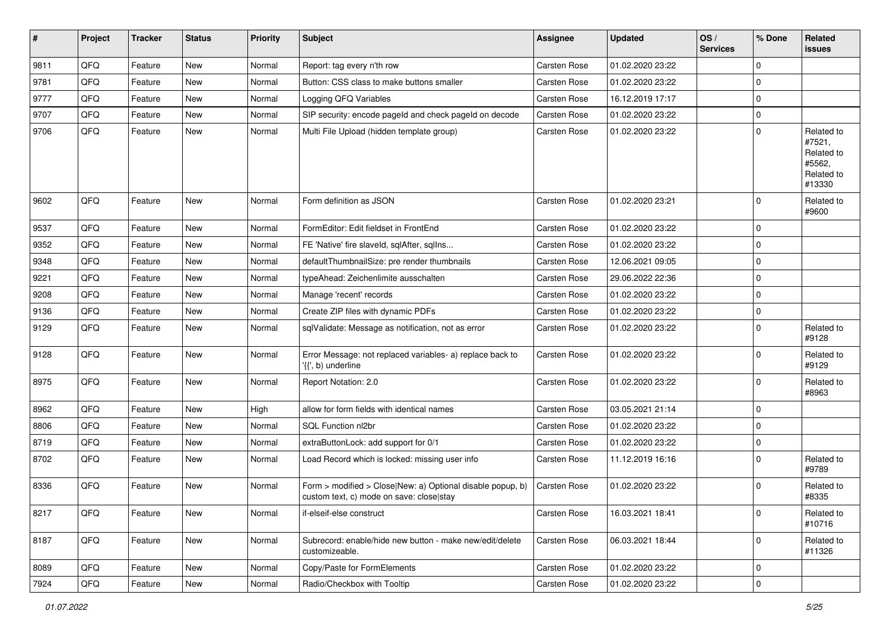| # | Project | Tracker | Status | Priority | Subject | Assignee | Updated | OS / Services | % Done | Related issues |
|---|---|---|---|---|---|---|---|---|---|---|
| 9811 | QFQ | Feature | New | Normal | Report: tag every n'th row | Carsten Rose | 01.02.2020 23:22 | | 0 | |
| 9781 | QFQ | Feature | New | Normal | Button: CSS class to make buttons smaller | Carsten Rose | 01.02.2020 23:22 | | 0 | |
| 9777 | QFQ | Feature | New | Normal | Logging QFQ Variables | Carsten Rose | 16.12.2019 17:17 | | 0 | |
| 9707 | QFQ | Feature | New | Normal | SIP security: encode pageId and check pageId on decode | Carsten Rose | 01.02.2020 23:22 | | 0 | |
| 9706 | QFQ | Feature | New | Normal | Multi File Upload (hidden template group) | Carsten Rose | 01.02.2020 23:22 | | 0 | Related to #7521, Related to #5562, Related to #13330 |
| 9602 | QFQ | Feature | New | Normal | Form definition as JSON | Carsten Rose | 01.02.2020 23:21 | | 0 | Related to #9600 |
| 9537 | QFQ | Feature | New | Normal | FormEditor: Edit fieldset in FrontEnd | Carsten Rose | 01.02.2020 23:22 | | 0 | |
| 9352 | QFQ | Feature | New | Normal | FE 'Native' fire slaveId, sqlAfter, sqlIns... | Carsten Rose | 01.02.2020 23:22 | | 0 | |
| 9348 | QFQ | Feature | New | Normal | defaultThumbnailSize: pre render thumbnails | Carsten Rose | 12.06.2021 09:05 | | 0 | |
| 9221 | QFQ | Feature | New | Normal | typeAhead: Zeichenlimite ausschalten | Carsten Rose | 29.06.2022 22:36 | | 0 | |
| 9208 | QFQ | Feature | New | Normal | Manage 'recent' records | Carsten Rose | 01.02.2020 23:22 | | 0 | |
| 9136 | QFQ | Feature | New | Normal | Create ZIP files with dynamic PDFs | Carsten Rose | 01.02.2020 23:22 | | 0 | |
| 9129 | QFQ | Feature | New | Normal | sqlValidate: Message as notification, not as error | Carsten Rose | 01.02.2020 23:22 | | 0 | Related to #9128 |
| 9128 | QFQ | Feature | New | Normal | Error Message: not replaced variables- a) replace back to '{{', b) underline | Carsten Rose | 01.02.2020 23:22 | | 0 | Related to #9129 |
| 8975 | QFQ | Feature | New | Normal | Report Notation: 2.0 | Carsten Rose | 01.02.2020 23:22 | | 0 | Related to #8963 |
| 8962 | QFQ | Feature | New | High | allow for form fields with identical names | Carsten Rose | 03.05.2021 21:14 | | 0 | |
| 8806 | QFQ | Feature | New | Normal | SQL Function nl2br | Carsten Rose | 01.02.2020 23:22 | | 0 | |
| 8719 | QFQ | Feature | New | Normal | extraButtonLock: add support for 0/1 | Carsten Rose | 01.02.2020 23:22 | | 0 | |
| 8702 | QFQ | Feature | New | Normal | Load Record which is locked: missing user info | Carsten Rose | 11.12.2019 16:16 | | 0 | Related to #9789 |
| 8336 | QFQ | Feature | New | Normal | Form > modified > Close\|New: a) Optional disable popup, b) custom text, c) mode on save: close\|stay | Carsten Rose | 01.02.2020 23:22 | | 0 | Related to #8335 |
| 8217 | QFQ | Feature | New | Normal | if-elseif-else construct | Carsten Rose | 16.03.2021 18:41 | | 0 | Related to #10716 |
| 8187 | QFQ | Feature | New | Normal | Subrecord: enable/hide new button - make new/edit/delete customizeable. | Carsten Rose | 06.03.2021 18:44 | | 0 | Related to #11326 |
| 8089 | QFQ | Feature | New | Normal | Copy/Paste for FormElements | Carsten Rose | 01.02.2020 23:22 | | 0 | |
| 7924 | QFQ | Feature | New | Normal | Radio/Checkbox with Tooltip | Carsten Rose | 01.02.2020 23:22 | | 0 | |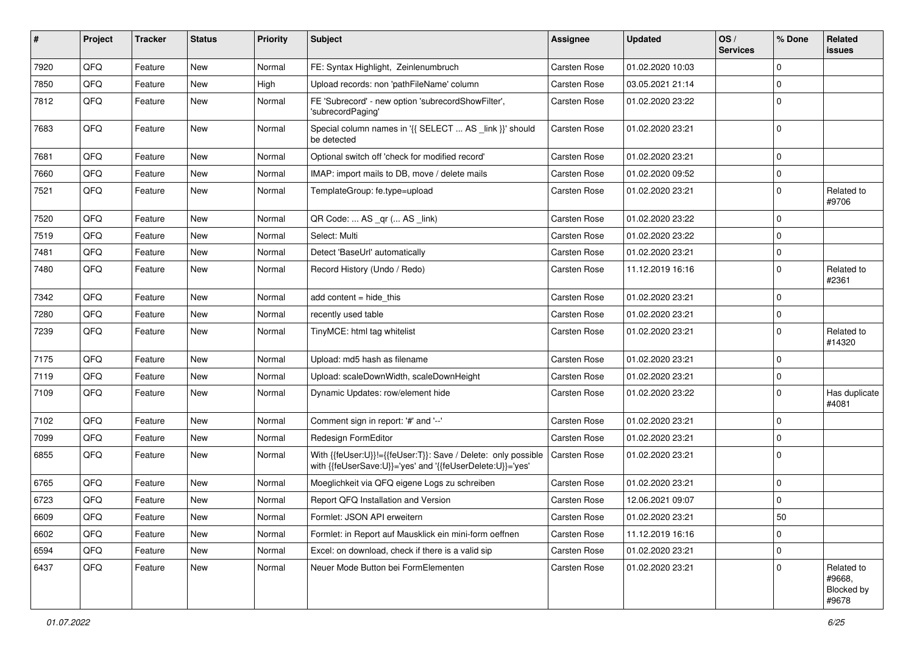| # | Project | Tracker | Status | Priority | Subject | Assignee | Updated | OS / Services | % Done | Related issues |
|---|---|---|---|---|---|---|---|---|---|---|
| 7920 | QFQ | Feature | New | Normal | FE: Syntax Highlight, Zeilenumbruch | Carsten Rose | 01.02.2020 10:03 | | 0 | |
| 7850 | QFQ | Feature | New | High | Upload records: non 'pathFileName' column | Carsten Rose | 03.05.2021 21:14 | | 0 | |
| 7812 | QFQ | Feature | New | Normal | FE 'Subrecord' - new option 'subrecordShowFilter', 'subrecordPaging' | Carsten Rose | 01.02.2020 23:22 | | 0 | |
| 7683 | QFQ | Feature | New | Normal | Special column names in '{{ SELECT ... AS _link }}' should be detected | Carsten Rose | 01.02.2020 23:21 | | 0 | |
| 7681 | QFQ | Feature | New | Normal | Optional switch off 'check for modified record' | Carsten Rose | 01.02.2020 23:21 | | 0 | |
| 7660 | QFQ | Feature | New | Normal | IMAP: import mails to DB, move / delete mails | Carsten Rose | 01.02.2020 09:52 | | 0 | |
| 7521 | QFQ | Feature | New | Normal | TemplateGroup: fe.type=upload | Carsten Rose | 01.02.2020 23:21 | | 0 | Related to #9706 |
| 7520 | QFQ | Feature | New | Normal | QR Code: ... AS _qr (... AS _link) | Carsten Rose | 01.02.2020 23:22 | | 0 | |
| 7519 | QFQ | Feature | New | Normal | Select: Multi | Carsten Rose | 01.02.2020 23:22 | | 0 | |
| 7481 | QFQ | Feature | New | Normal | Detect 'BaseUrl' automatically | Carsten Rose | 01.02.2020 23:21 | | 0 | |
| 7480 | QFQ | Feature | New | Normal | Record History (Undo / Redo) | Carsten Rose | 11.12.2019 16:16 | | 0 | Related to #2361 |
| 7342 | QFQ | Feature | New | Normal | add content = hide_this | Carsten Rose | 01.02.2020 23:21 | | 0 | |
| 7280 | QFQ | Feature | New | Normal | recently used table | Carsten Rose | 01.02.2020 23:21 | | 0 | |
| 7239 | QFQ | Feature | New | Normal | TinyMCE: html tag whitelist | Carsten Rose | 01.02.2020 23:21 | | 0 | Related to #14320 |
| 7175 | QFQ | Feature | New | Normal | Upload: md5 hash as filename | Carsten Rose | 01.02.2020 23:21 | | 0 | |
| 7119 | QFQ | Feature | New | Normal | Upload: scaleDownWidth, scaleDownHeight | Carsten Rose | 01.02.2020 23:21 | | 0 | |
| 7109 | QFQ | Feature | New | Normal | Dynamic Updates: row/element hide | Carsten Rose | 01.02.2020 23:22 | | 0 | Has duplicate #4081 |
| 7102 | QFQ | Feature | New | Normal | Comment sign in report: '#' and '--' | Carsten Rose | 01.02.2020 23:21 | | 0 | |
| 7099 | QFQ | Feature | New | Normal | Redesign FormEditor | Carsten Rose | 01.02.2020 23:21 | | 0 | |
| 6855 | QFQ | Feature | New | Normal | With {{feUser:U}}!={{feUser:T}}: Save / Delete: only possible with {{feUserSave:U}}='yes' and '{{feUserDelete:U}}='yes' | Carsten Rose | 01.02.2020 23:21 | | 0 | |
| 6765 | QFQ | Feature | New | Normal | Moeglichkeit via QFQ eigene Logs zu schreiben | Carsten Rose | 01.02.2020 23:21 | | 0 | |
| 6723 | QFQ | Feature | New | Normal | Report QFQ Installation and Version | Carsten Rose | 12.06.2021 09:07 | | 0 | |
| 6609 | QFQ | Feature | New | Normal | Formlet: JSON API erweitern | Carsten Rose | 01.02.2020 23:21 | | 50 | |
| 6602 | QFQ | Feature | New | Normal | Formlet: in Report auf Mausklick ein mini-form oeffnen | Carsten Rose | 11.12.2019 16:16 | | 0 | |
| 6594 | QFQ | Feature | New | Normal | Excel: on download, check if there is a valid sip | Carsten Rose | 01.02.2020 23:21 | | 0 | |
| 6437 | QFQ | Feature | New | Normal | Neuer Mode Button bei FormElementen | Carsten Rose | 01.02.2020 23:21 | | 0 | Related to #9668, Blocked by #9678 |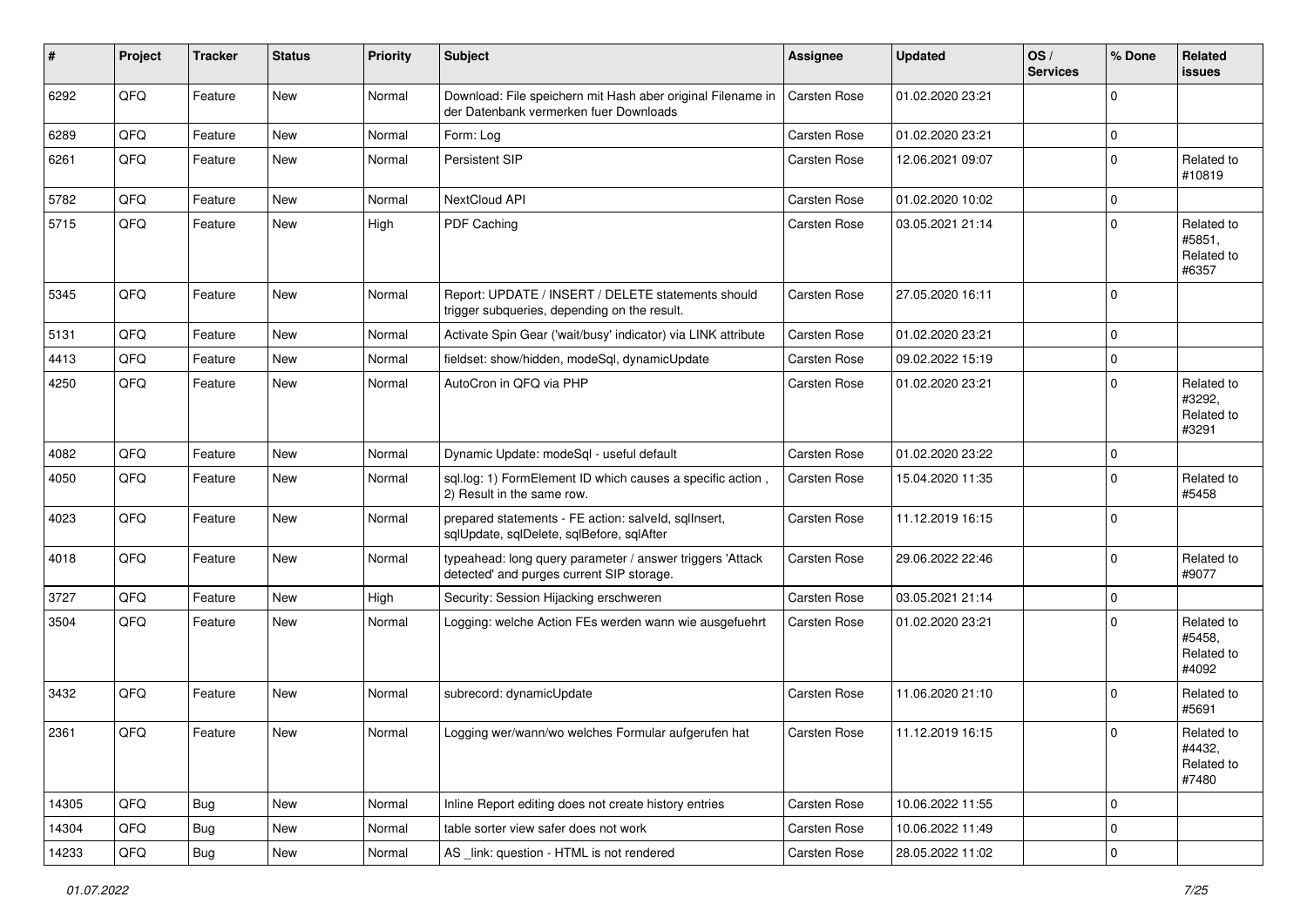| # | Project | Tracker | Status | Priority | Subject | Assignee | Updated | OS / Services | % Done | Related issues |
|---|---|---|---|---|---|---|---|---|---|---|
| 6292 | QFQ | Feature | New | Normal | Download: File speichern mit Hash aber original Filename in der Datenbank vermerken fuer Downloads | Carsten Rose | 01.02.2020 23:21 | | 0 | |
| 6289 | QFQ | Feature | New | Normal | Form: Log | Carsten Rose | 01.02.2020 23:21 | | 0 | |
| 6261 | QFQ | Feature | New | Normal | Persistent SIP | Carsten Rose | 12.06.2021 09:07 | | 0 | Related to #10819 |
| 5782 | QFQ | Feature | New | Normal | NextCloud API | Carsten Rose | 01.02.2020 10:02 | | 0 | |
| 5715 | QFQ | Feature | New | High | PDF Caching | Carsten Rose | 03.05.2021 21:14 | | 0 | Related to #5851, Related to #6357 |
| 5345 | QFQ | Feature | New | Normal | Report: UPDATE / INSERT / DELETE statements should trigger subqueries, depending on the result. | Carsten Rose | 27.05.2020 16:11 | | 0 | |
| 5131 | QFQ | Feature | New | Normal | Activate Spin Gear ('wait/busy' indicator) via LINK attribute | Carsten Rose | 01.02.2020 23:21 | | 0 | |
| 4413 | QFQ | Feature | New | Normal | fieldset: show/hidden, modeSql, dynamicUpdate | Carsten Rose | 09.02.2022 15:19 | | 0 | |
| 4250 | QFQ | Feature | New | Normal | AutoCron in QFQ via PHP | Carsten Rose | 01.02.2020 23:21 | | 0 | Related to #3292, Related to #3291 |
| 4082 | QFQ | Feature | New | Normal | Dynamic Update: modeSql - useful default | Carsten Rose | 01.02.2020 23:22 | | 0 | |
| 4050 | QFQ | Feature | New | Normal | sql.log: 1) FormElement ID which causes a specific action , 2) Result in the same row. | Carsten Rose | 15.04.2020 11:35 | | 0 | Related to #5458 |
| 4023 | QFQ | Feature | New | Normal | prepared statements - FE action: salveId, sqlInsert, sqlUpdate, sqlDelete, sqlBefore, sqlAfter | Carsten Rose | 11.12.2019 16:15 | | 0 | |
| 4018 | QFQ | Feature | New | Normal | typeahead: long query parameter / answer triggers 'Attack detected' and purges current SIP storage. | Carsten Rose | 29.06.2022 22:46 | | 0 | Related to #9077 |
| 3727 | QFQ | Feature | New | High | Security: Session Hijacking erschweren | Carsten Rose | 03.05.2021 21:14 | | 0 | |
| 3504 | QFQ | Feature | New | Normal | Logging: welche Action FEs werden wann wie ausgefuehrt | Carsten Rose | 01.02.2020 23:21 | | 0 | Related to #5458, Related to #4092 |
| 3432 | QFQ | Feature | New | Normal | subrecord: dynamicUpdate | Carsten Rose | 11.06.2020 21:10 | | 0 | Related to #5691 |
| 2361 | QFQ | Feature | New | Normal | Logging wer/wann/wo welches Formular aufgerufen hat | Carsten Rose | 11.12.2019 16:15 | | 0 | Related to #4432, Related to #7480 |
| 14305 | QFQ | Bug | New | Normal | Inline Report editing does not create history entries | Carsten Rose | 10.06.2022 11:55 | | 0 | |
| 14304 | QFQ | Bug | New | Normal | table sorter view safer does not work | Carsten Rose | 10.06.2022 11:49 | | 0 | |
| 14233 | QFQ | Bug | New | Normal | AS _link: question - HTML is not rendered | Carsten Rose | 28.05.2022 11:02 | | 0 | |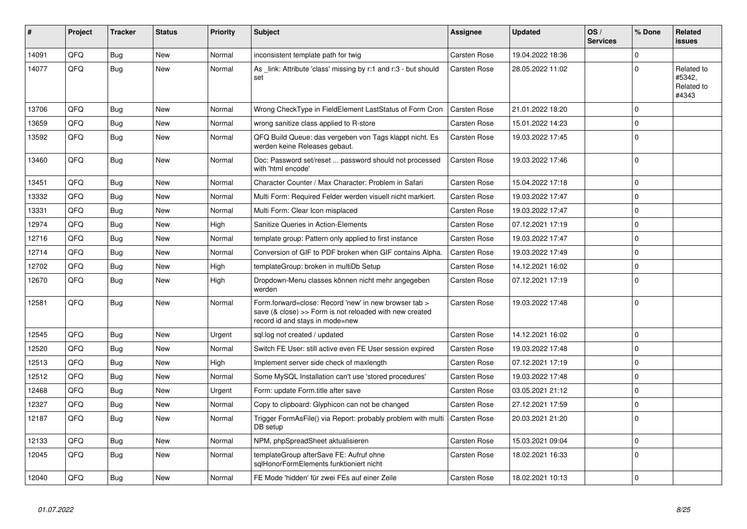| # | Project | Tracker | Status | Priority | Subject | Assignee | Updated | OS / Services | % Done | Related issues |
|---|---|---|---|---|---|---|---|---|---|---|
| 14091 | QFQ | Bug | New | Normal | inconsistent template path for twig | Carsten Rose | 19.04.2022 18:36 | | 0 | |
| 14077 | QFQ | Bug | New | Normal | As _link: Attribute 'class' missing by r:1 and r:3 - but should set | Carsten Rose | 28.05.2022 11:02 | | 0 | Related to #5342, Related to #4343 |
| 13706 | QFQ | Bug | New | Normal | Wrong CheckType in FieldElement LastStatus of Form Cron | Carsten Rose | 21.01.2022 18:20 | | 0 | |
| 13659 | QFQ | Bug | New | Normal | wrong sanitize class applied to R-store | Carsten Rose | 15.01.2022 14:23 | | 0 | |
| 13592 | QFQ | Bug | New | Normal | QFQ Build Queue: das vergeben von Tags klappt nicht. Es werden keine Releases gebaut. | Carsten Rose | 19.03.2022 17:45 | | 0 | |
| 13460 | QFQ | Bug | New | Normal | Doc: Password set/reset ... password should not processed with 'html encode' | Carsten Rose | 19.03.2022 17:46 | | 0 | |
| 13451 | QFQ | Bug | New | Normal | Character Counter / Max Character: Problem in Safari | Carsten Rose | 15.04.2022 17:18 | | 0 | |
| 13332 | QFQ | Bug | New | Normal | Multi Form: Required Felder werden visuell nicht markiert. | Carsten Rose | 19.03.2022 17:47 | | 0 | |
| 13331 | QFQ | Bug | New | Normal | Multi Form: Clear Icon misplaced | Carsten Rose | 19.03.2022 17:47 | | 0 | |
| 12974 | QFQ | Bug | New | High | Sanitize Queries in Action-Elements | Carsten Rose | 07.12.2021 17:19 | | 0 | |
| 12716 | QFQ | Bug | New | Normal | template group: Pattern only applied to first instance | Carsten Rose | 19.03.2022 17:47 | | 0 | |
| 12714 | QFQ | Bug | New | Normal | Conversion of GIF to PDF broken when GIF contains Alpha. | Carsten Rose | 19.03.2022 17:49 | | 0 | |
| 12702 | QFQ | Bug | New | High | templateGroup: broken in multiDb Setup | Carsten Rose | 14.12.2021 16:02 | | 0 | |
| 12670 | QFQ | Bug | New | High | Dropdown-Menu classes können nicht mehr angegeben werden | Carsten Rose | 07.12.2021 17:19 | | 0 | |
| 12581 | QFQ | Bug | New | Normal | Form.forward=close: Record 'new' in new browser tab > save (& close) >> Form is not reloaded with new created record id and stays in mode=new | Carsten Rose | 19.03.2022 17:48 | | 0 | |
| 12545 | QFQ | Bug | New | Urgent | sql.log not created / updated | Carsten Rose | 14.12.2021 16:02 | | 0 | |
| 12520 | QFQ | Bug | New | Normal | Switch FE User: still active even FE User session expired | Carsten Rose | 19.03.2022 17:48 | | 0 | |
| 12513 | QFQ | Bug | New | High | Implement server side check of maxlength | Carsten Rose | 07.12.2021 17:19 | | 0 | |
| 12512 | QFQ | Bug | New | Normal | Some MySQL Installation can't use 'stored procedures' | Carsten Rose | 19.03.2022 17:48 | | 0 | |
| 12468 | QFQ | Bug | New | Urgent | Form: update Form.title after save | Carsten Rose | 03.05.2021 21:12 | | 0 | |
| 12327 | QFQ | Bug | New | Normal | Copy to clipboard: Glyphicon can not be changed | Carsten Rose | 27.12.2021 17:59 | | 0 | |
| 12187 | QFQ | Bug | New | Normal | Trigger FormAsFile() via Report: probably problem with multi DB setup | Carsten Rose | 20.03.2021 21:20 | | 0 | |
| 12133 | QFQ | Bug | New | Normal | NPM, phpSpreadSheet aktualisieren | Carsten Rose | 15.03.2021 09:04 | | 0 | |
| 12045 | QFQ | Bug | New | Normal | templateGroup afterSave FE: Aufruf ohne sqlHonorFormElements funktioniert nicht | Carsten Rose | 18.02.2021 16:33 | | 0 | |
| 12040 | QFQ | Bug | New | Normal | FE Mode 'hidden' für zwei FEs auf einer Zeile | Carsten Rose | 18.02.2021 10:13 | | 0 | |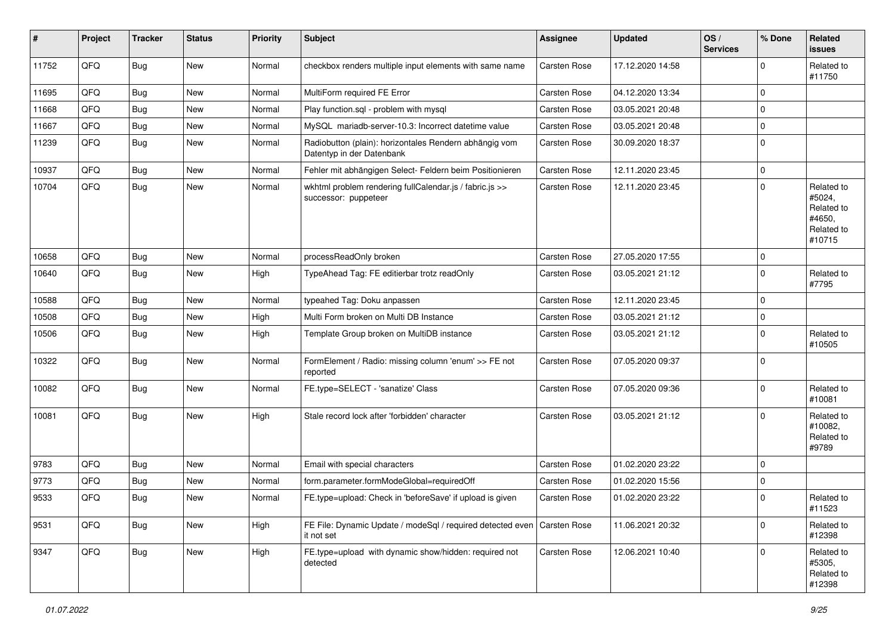| # | Project | Tracker | Status | Priority | Subject | Assignee | Updated | OS / Services | % Done | Related issues |
|---|---|---|---|---|---|---|---|---|---|---|
| 11752 | QFQ | Bug | New | Normal | checkbox renders multiple input elements with same name | Carsten Rose | 17.12.2020 14:58 | | 0 | Related to #11750 |
| 11695 | QFQ | Bug | New | Normal | MultiForm required FE Error | Carsten Rose | 04.12.2020 13:34 | | 0 | |
| 11668 | QFQ | Bug | New | Normal | Play function.sql - problem with mysql | Carsten Rose | 03.05.2021 20:48 | | 0 | |
| 11667 | QFQ | Bug | New | Normal | MySQL mariadb-server-10.3: Incorrect datetime value | Carsten Rose | 03.05.2021 20:48 | | 0 | |
| 11239 | QFQ | Bug | New | Normal | Radiobutton (plain): horizontales Rendern abhängig vom Datentyp in der Datenbank | Carsten Rose | 30.09.2020 18:37 | | 0 | |
| 10937 | QFQ | Bug | New | Normal | Fehler mit abhängigen Select- Feldern beim Positionieren | Carsten Rose | 12.11.2020 23:45 | | 0 | |
| 10704 | QFQ | Bug | New | Normal | wkhtml problem rendering fullCalendar.js / fabric.js >> successor: puppeteer | Carsten Rose | 12.11.2020 23:45 | | 0 | Related to #5024, Related to #4650, Related to #10715 |
| 10658 | QFQ | Bug | New | Normal | processReadOnly broken | Carsten Rose | 27.05.2020 17:55 | | 0 | |
| 10640 | QFQ | Bug | New | High | TypeAhead Tag: FE editierbar trotz readOnly | Carsten Rose | 03.05.2021 21:12 | | 0 | Related to #7795 |
| 10588 | QFQ | Bug | New | Normal | typeahed Tag: Doku anpassen | Carsten Rose | 12.11.2020 23:45 | | 0 | |
| 10508 | QFQ | Bug | New | High | Multi Form broken on Multi DB Instance | Carsten Rose | 03.05.2021 21:12 | | 0 | |
| 10506 | QFQ | Bug | New | High | Template Group broken on MultiDB instance | Carsten Rose | 03.05.2021 21:12 | | 0 | Related to #10505 |
| 10322 | QFQ | Bug | New | Normal | FormElement / Radio: missing column 'enum' >> FE not reported | Carsten Rose | 07.05.2020 09:37 | | 0 | |
| 10082 | QFQ | Bug | New | Normal | FE.type=SELECT - 'sanatize' Class | Carsten Rose | 07.05.2020 09:36 | | 0 | Related to #10081 |
| 10081 | QFQ | Bug | New | High | Stale record lock after 'forbidden' character | Carsten Rose | 03.05.2021 21:12 | | 0 | Related to #10082, Related to #9789 |
| 9783 | QFQ | Bug | New | Normal | Email with special characters | Carsten Rose | 01.02.2020 23:22 | | 0 | |
| 9773 | QFQ | Bug | New | Normal | form.parameter.formModeGlobal=requiredOff | Carsten Rose | 01.02.2020 15:56 | | 0 | |
| 9533 | QFQ | Bug | New | Normal | FE.type=upload: Check in 'beforeSave' if upload is given | Carsten Rose | 01.02.2020 23:22 | | 0 | Related to #11523 |
| 9531 | QFQ | Bug | New | High | FE File: Dynamic Update / modeSql / required detected even it not set | Carsten Rose | 11.06.2021 20:32 | | 0 | Related to #12398 |
| 9347 | QFQ | Bug | New | High | FE.type=upload with dynamic show/hidden: required not detected | Carsten Rose | 12.06.2021 10:40 | | 0 | Related to #5305, Related to #12398 |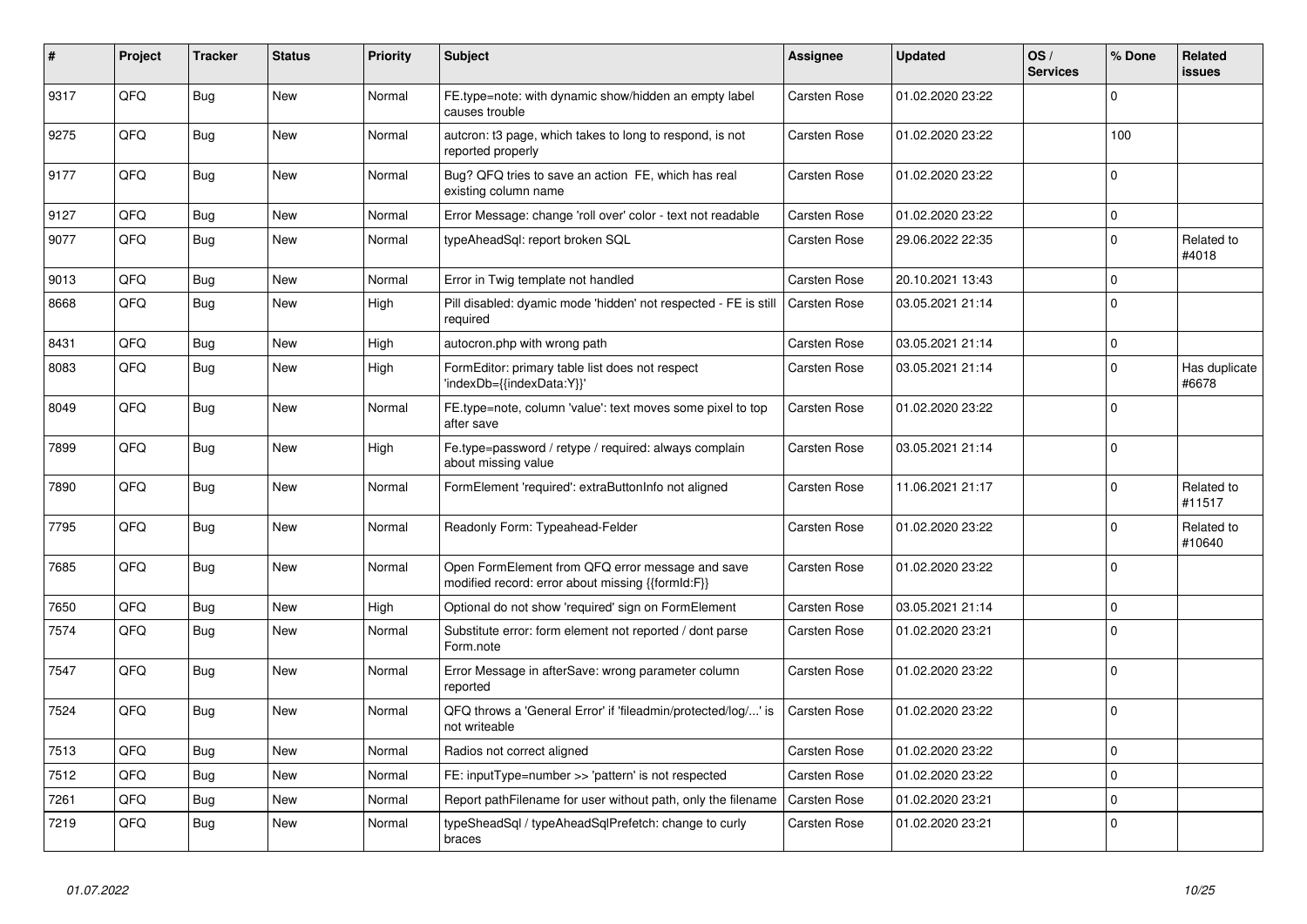| # | Project | Tracker | Status | Priority | Subject | Assignee | Updated | OS / Services | % Done | Related issues |
|---|---|---|---|---|---|---|---|---|---|---|
| 9317 | QFQ | Bug | New | Normal | FE.type=note: with dynamic show/hidden an empty label causes trouble | Carsten Rose | 01.02.2020 23:22 | | 0 | |
| 9275 | QFQ | Bug | New | Normal | autcron: t3 page, which takes to long to respond, is not reported properly | Carsten Rose | 01.02.2020 23:22 | | 100 | |
| 9177 | QFQ | Bug | New | Normal | Bug? QFQ tries to save an action FE, which has real existing column name | Carsten Rose | 01.02.2020 23:22 | | 0 | |
| 9127 | QFQ | Bug | New | Normal | Error Message: change 'roll over' color - text not readable | Carsten Rose | 01.02.2020 23:22 | | 0 | |
| 9077 | QFQ | Bug | New | Normal | typeAheadSql: report broken SQL | Carsten Rose | 29.06.2022 22:35 | | 0 | Related to #4018 |
| 9013 | QFQ | Bug | New | Normal | Error in Twig template not handled | Carsten Rose | 20.10.2021 13:43 | | 0 | |
| 8668 | QFQ | Bug | New | High | Pill disabled: dyamic mode 'hidden' not respected - FE is still required | Carsten Rose | 03.05.2021 21:14 | | 0 | |
| 8431 | QFQ | Bug | New | High | autocron.php with wrong path | Carsten Rose | 03.05.2021 21:14 | | 0 | |
| 8083 | QFQ | Bug | New | High | FormEditor: primary table list does not respect 'indexDb={{indexData:Y}}' | Carsten Rose | 03.05.2021 21:14 | | 0 | Has duplicate #6678 |
| 8049 | QFQ | Bug | New | Normal | FE.type=note, column 'value': text moves some pixel to top after save | Carsten Rose | 01.02.2020 23:22 | | 0 | |
| 7899 | QFQ | Bug | New | High | Fe.type=password / retype / required: always complain about missing value | Carsten Rose | 03.05.2021 21:14 | | 0 | |
| 7890 | QFQ | Bug | New | Normal | FormElement 'required': extraButtonInfo not aligned | Carsten Rose | 11.06.2021 21:17 | | 0 | Related to #11517 |
| 7795 | QFQ | Bug | New | Normal | Readonly Form: Typeahead-Felder | Carsten Rose | 01.02.2020 23:22 | | 0 | Related to #10640 |
| 7685 | QFQ | Bug | New | Normal | Open FormElement from QFQ error message and save modified record: error about missing {{formId:F}} | Carsten Rose | 01.02.2020 23:22 | | 0 | |
| 7650 | QFQ | Bug | New | High | Optional do not show 'required' sign on FormElement | Carsten Rose | 03.05.2021 21:14 | | 0 | |
| 7574 | QFQ | Bug | New | Normal | Substitute error: form element not reported / dont parse Form.note | Carsten Rose | 01.02.2020 23:21 | | 0 | |
| 7547 | QFQ | Bug | New | Normal | Error Message in afterSave: wrong parameter column reported | Carsten Rose | 01.02.2020 23:22 | | 0 | |
| 7524 | QFQ | Bug | New | Normal | QFQ throws a 'General Error' if 'fileadmin/protected/log/...' is not writeable | Carsten Rose | 01.02.2020 23:22 | | 0 | |
| 7513 | QFQ | Bug | New | Normal | Radios not correct aligned | Carsten Rose | 01.02.2020 23:22 | | 0 | |
| 7512 | QFQ | Bug | New | Normal | FE: inputType=number >> 'pattern' is not respected | Carsten Rose | 01.02.2020 23:22 | | 0 | |
| 7261 | QFQ | Bug | New | Normal | Report pathFilename for user without path, only the filename | Carsten Rose | 01.02.2020 23:21 | | 0 | |
| 7219 | QFQ | Bug | New | Normal | typeSheadSql / typeAheadSqlPrefetch: change to curly braces | Carsten Rose | 01.02.2020 23:21 | | 0 | |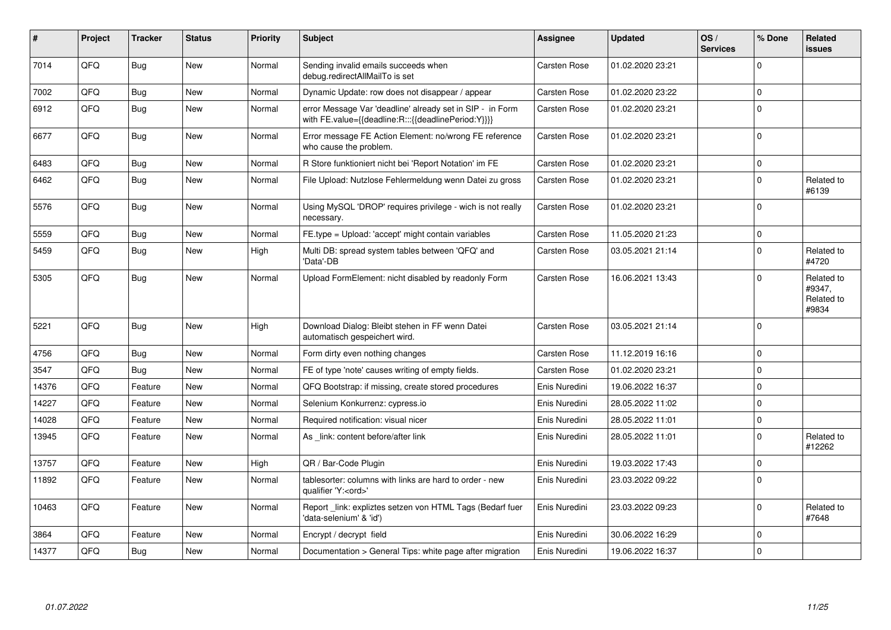| # | Project | Tracker | Status | Priority | Subject | Assignee | Updated | OS / Services | % Done | Related issues |
|---|---|---|---|---|---|---|---|---|---|---|
| 7014 | QFQ | Bug | New | Normal | Sending invalid emails succeeds when debug.redirectAllMailTo is set | Carsten Rose | 01.02.2020 23:21 | | 0 | |
| 7002 | QFQ | Bug | New | Normal | Dynamic Update: row does not disappear / appear | Carsten Rose | 01.02.2020 23:22 | | 0 | |
| 6912 | QFQ | Bug | New | Normal | error Message Var 'deadline' already set in SIP - in Form with FE.value={{deadline:R:::{{deadlinePeriod:Y}}}} | Carsten Rose | 01.02.2020 23:21 | | 0 | |
| 6677 | QFQ | Bug | New | Normal | Error message FE Action Element: no/wrong FE reference who cause the problem. | Carsten Rose | 01.02.2020 23:21 | | 0 | |
| 6483 | QFQ | Bug | New | Normal | R Store funktioniert nicht bei 'Report Notation' im FE | Carsten Rose | 01.02.2020 23:21 | | 0 | |
| 6462 | QFQ | Bug | New | Normal | File Upload: Nutzlose Fehlermeldung wenn Datei zu gross | Carsten Rose | 01.02.2020 23:21 | | 0 | Related to #6139 |
| 5576 | QFQ | Bug | New | Normal | Using MySQL 'DROP' requires privilege - wich is not really necessary. | Carsten Rose | 01.02.2020 23:21 | | 0 | |
| 5559 | QFQ | Bug | New | Normal | FE.type = Upload: 'accept' might contain variables | Carsten Rose | 11.05.2020 21:23 | | 0 | |
| 5459 | QFQ | Bug | New | High | Multi DB: spread system tables between 'QFQ' and 'Data'-DB | Carsten Rose | 03.05.2021 21:14 | | 0 | Related to #4720 |
| 5305 | QFQ | Bug | New | Normal | Upload FormElement: nicht disabled by readonly Form | Carsten Rose | 16.06.2021 13:43 | | 0 | Related to #9347, Related to #9834 |
| 5221 | QFQ | Bug | New | High | Download Dialog: Bleibt stehen in FF wenn Datei automatisch gespeichert wird. | Carsten Rose | 03.05.2021 21:14 | | 0 | |
| 4756 | QFQ | Bug | New | Normal | Form dirty even nothing changes | Carsten Rose | 11.12.2019 16:16 | | 0 | |
| 3547 | QFQ | Bug | New | Normal | FE of type 'note' causes writing of empty fields. | Carsten Rose | 01.02.2020 23:21 | | 0 | |
| 14376 | QFQ | Feature | New | Normal | QFQ Bootstrap: if missing, create stored procedures | Enis Nuredini | 19.06.2022 16:37 | | 0 | |
| 14227 | QFQ | Feature | New | Normal | Selenium Konkurrenz: cypress.io | Enis Nuredini | 28.05.2022 11:02 | | 0 | |
| 14028 | QFQ | Feature | New | Normal | Required notification: visual nicer | Enis Nuredini | 28.05.2022 11:01 | | 0 | |
| 13945 | QFQ | Feature | New | Normal | As _link: content before/after link | Enis Nuredini | 28.05.2022 11:01 | | 0 | Related to #12262 |
| 13757 | QFQ | Feature | New | High | QR / Bar-Code Plugin | Enis Nuredini | 19.03.2022 17:43 | | 0 | |
| 11892 | QFQ | Feature | New | Normal | tablesorter: columns with links are hard to order - new qualifier 'Y:<ord>' | Enis Nuredini | 23.03.2022 09:22 | | 0 | |
| 10463 | QFQ | Feature | New | Normal | Report _link: expliztes setzen von HTML Tags (Bedarf fuer 'data-selenium' & 'id') | Enis Nuredini | 23.03.2022 09:23 | | 0 | Related to #7648 |
| 3864 | QFQ | Feature | New | Normal | Encrypt / decrypt field | Enis Nuredini | 30.06.2022 16:29 | | 0 | |
| 14377 | QFQ | Bug | New | Normal | Documentation > General Tips: white page after migration | Enis Nuredini | 19.06.2022 16:37 | | 0 | |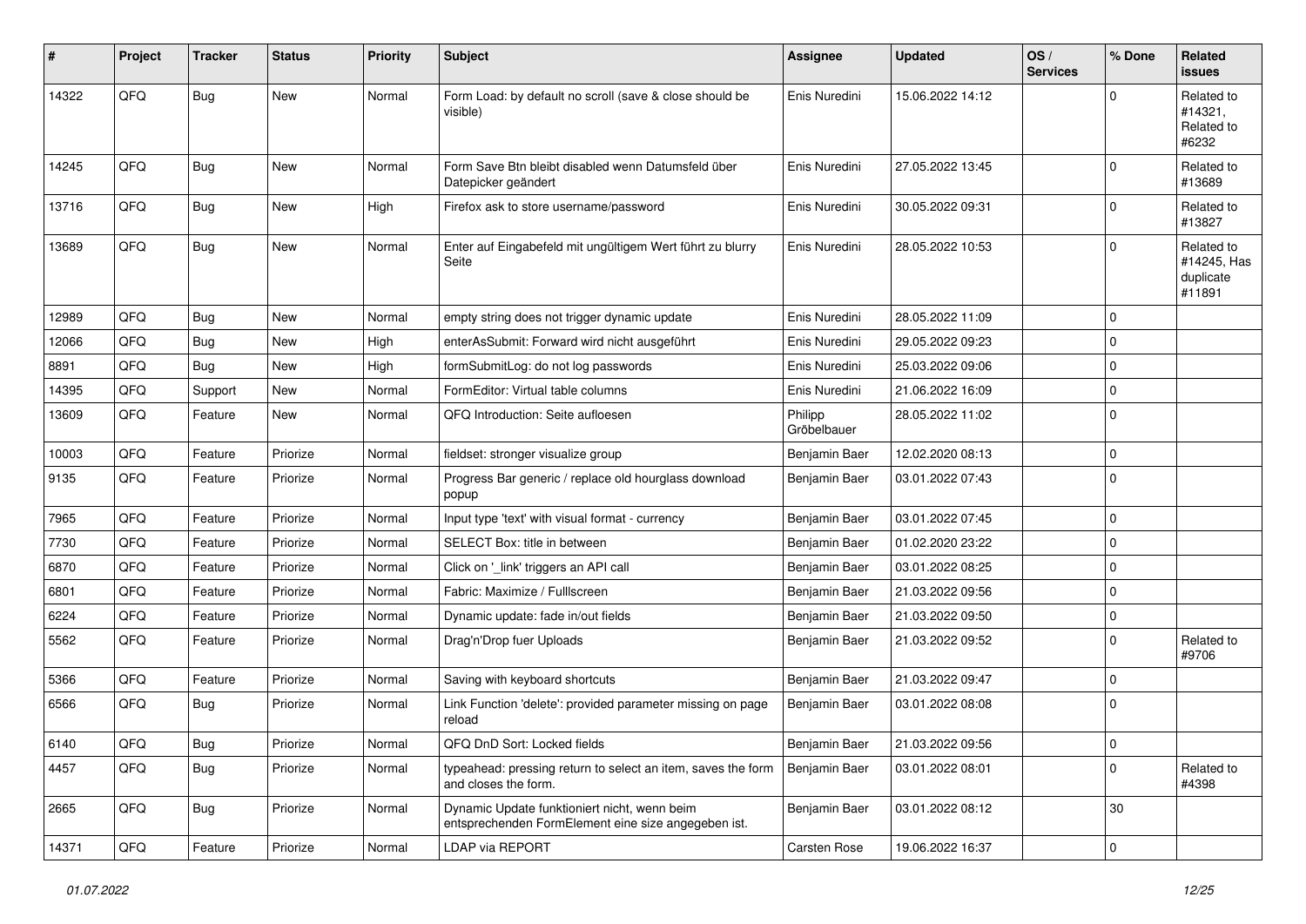| # | Project | Tracker | Status | Priority | Subject | Assignee | Updated | OS / Services | % Done | Related issues |
|---|---|---|---|---|---|---|---|---|---|---|
| 14322 | QFQ | Bug | New | Normal | Form Load: by default no scroll (save & close should be visible) | Enis Nuredini | 15.06.2022 14:12 | | 0 | Related to #14321, Related to #6232 |
| 14245 | QFQ | Bug | New | Normal | Form Save Btn bleibt disabled wenn Datumsfeld über Datepicker geändert | Enis Nuredini | 27.05.2022 13:45 | | 0 | Related to #13689 |
| 13716 | QFQ | Bug | New | High | Firefox ask to store username/password | Enis Nuredini | 30.05.2022 09:31 | | 0 | Related to #13827 |
| 13689 | QFQ | Bug | New | Normal | Enter auf Eingabefeld mit ungültigem Wert führt zu blurry Seite | Enis Nuredini | 28.05.2022 10:53 | | 0 | Related to #14245, Has duplicate #11891 |
| 12989 | QFQ | Bug | New | Normal | empty string does not trigger dynamic update | Enis Nuredini | 28.05.2022 11:09 | | 0 | |
| 12066 | QFQ | Bug | New | High | enterAsSubmit: Forward wird nicht ausgeführt | Enis Nuredini | 29.05.2022 09:23 | | 0 | |
| 8891 | QFQ | Bug | New | High | formSubmitLog: do not log passwords | Enis Nuredini | 25.03.2022 09:06 | | 0 | |
| 14395 | QFQ | Support | New | Normal | FormEditor: Virtual table columns | Enis Nuredini | 21.06.2022 16:09 | | 0 | |
| 13609 | QFQ | Feature | New | Normal | QFQ Introduction: Seite aufloesen | Philipp Gröbelbauer | 28.05.2022 11:02 | | 0 | |
| 10003 | QFQ | Feature | Priorize | Normal | fieldset: stronger visualize group | Benjamin Baer | 12.02.2020 08:13 | | 0 | |
| 9135 | QFQ | Feature | Priorize | Normal | Progress Bar generic / replace old hourglass download popup | Benjamin Baer | 03.01.2022 07:43 | | 0 | |
| 7965 | QFQ | Feature | Priorize | Normal | Input type 'text' with visual format - currency | Benjamin Baer | 03.01.2022 07:45 | | 0 | |
| 7730 | QFQ | Feature | Priorize | Normal | SELECT Box: title in between | Benjamin Baer | 01.02.2020 23:22 | | 0 | |
| 6870 | QFQ | Feature | Priorize | Normal | Click on '_link' triggers an API call | Benjamin Baer | 03.01.2022 08:25 | | 0 | |
| 6801 | QFQ | Feature | Priorize | Normal | Fabric: Maximize / Fulllscreen | Benjamin Baer | 21.03.2022 09:56 | | 0 | |
| 6224 | QFQ | Feature | Priorize | Normal | Dynamic update: fade in/out fields | Benjamin Baer | 21.03.2022 09:50 | | 0 | |
| 5562 | QFQ | Feature | Priorize | Normal | Drag'n'Drop fuer Uploads | Benjamin Baer | 21.03.2022 09:52 | | 0 | Related to #9706 |
| 5366 | QFQ | Feature | Priorize | Normal | Saving with keyboard shortcuts | Benjamin Baer | 21.03.2022 09:47 | | 0 | |
| 6566 | QFQ | Bug | Priorize | Normal | Link Function 'delete': provided parameter missing on page reload | Benjamin Baer | 03.01.2022 08:08 | | 0 | |
| 6140 | QFQ | Bug | Priorize | Normal | QFQ DnD Sort: Locked fields | Benjamin Baer | 21.03.2022 09:56 | | 0 | |
| 4457 | QFQ | Bug | Priorize | Normal | typeahead: pressing return to select an item, saves the form and closes the form. | Benjamin Baer | 03.01.2022 08:01 | | 0 | Related to #4398 |
| 2665 | QFQ | Bug | Priorize | Normal | Dynamic Update funktioniert nicht, wenn beim entsprechenden FormElement eine size angegeben ist. | Benjamin Baer | 03.01.2022 08:12 | | 30 | |
| 14371 | QFQ | Feature | Priorize | Normal | LDAP via REPORT | Carsten Rose | 19.06.2022 16:37 | | 0 | |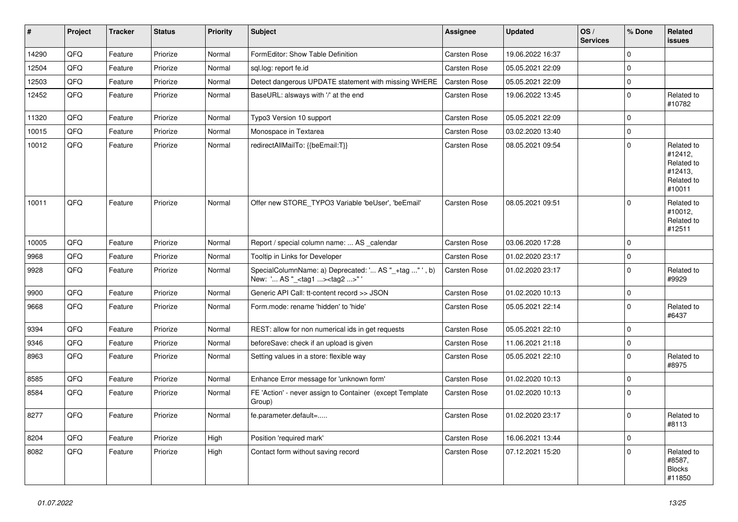| # | Project | Tracker | Status | Priority | Subject | Assignee | Updated | OS / Services | % Done | Related issues |
|---|---|---|---|---|---|---|---|---|---|---|
| 14290 | QFQ | Feature | Priorize | Normal | FormEditor: Show Table Definition | Carsten Rose | 19.06.2022 16:37 | | 0 | |
| 12504 | QFQ | Feature | Priorize | Normal | sql.log: report fe.id | Carsten Rose | 05.05.2021 22:09 | | 0 | |
| 12503 | QFQ | Feature | Priorize | Normal | Detect dangerous UPDATE statement with missing WHERE | Carsten Rose | 05.05.2021 22:09 | | 0 | |
| 12452 | QFQ | Feature | Priorize | Normal | BaseURL: alsways with '/' at the end | Carsten Rose | 19.06.2022 13:45 | | 0 | Related to #10782 |
| 11320 | QFQ | Feature | Priorize | Normal | Typo3 Version 10 support | Carsten Rose | 05.05.2021 22:09 | | 0 | |
| 10015 | QFQ | Feature | Priorize | Normal | Monospace in Textarea | Carsten Rose | 03.02.2020 13:40 | | 0 | |
| 10012 | QFQ | Feature | Priorize | Normal | redirectAllMailTo: {{beEmail:T}} | Carsten Rose | 08.05.2021 09:54 | | 0 | Related to #12412, Related to #12413, Related to #10011 |
| 10011 | QFQ | Feature | Priorize | Normal | Offer new STORE_TYPO3 Variable 'beUser', 'beEmail' | Carsten Rose | 08.05.2021 09:51 | | 0 | Related to #10012, Related to #12511 |
| 10005 | QFQ | Feature | Priorize | Normal | Report / special column name: ... AS _calendar | Carsten Rose | 03.06.2020 17:28 | | 0 | |
| 9968 | QFQ | Feature | Priorize | Normal | Tooltip in Links for Developer | Carsten Rose | 01.02.2020 23:17 | | 0 | |
| 9928 | QFQ | Feature | Priorize | Normal | SpecialColumnName: a) Deprecated: '... AS "_+tag ..." ', b) New: '... AS "_<tag1 ...><tag2 ...>" ' | Carsten Rose | 01.02.2020 23:17 | | 0 | Related to #9929 |
| 9900 | QFQ | Feature | Priorize | Normal | Generic API Call: tt-content record >> JSON | Carsten Rose | 01.02.2020 10:13 | | 0 | |
| 9668 | QFQ | Feature | Priorize | Normal | Form.mode: rename 'hidden' to 'hide' | Carsten Rose | 05.05.2021 22:14 | | 0 | Related to #6437 |
| 9394 | QFQ | Feature | Priorize | Normal | REST: allow for non numerical ids in get requests | Carsten Rose | 05.05.2021 22:10 | | 0 | |
| 9346 | QFQ | Feature | Priorize | Normal | beforeSave: check if an upload is given | Carsten Rose | 11.06.2021 21:18 | | 0 | |
| 8963 | QFQ | Feature | Priorize | Normal | Setting values in a store: flexible way | Carsten Rose | 05.05.2021 22:10 | | 0 | Related to #8975 |
| 8585 | QFQ | Feature | Priorize | Normal | Enhance Error message for 'unknown form' | Carsten Rose | 01.02.2020 10:13 | | 0 | |
| 8584 | QFQ | Feature | Priorize | Normal | FE 'Action' - never assign to Container (except Template Group) | Carsten Rose | 01.02.2020 10:13 | | 0 | |
| 8277 | QFQ | Feature | Priorize | Normal | fe.parameter.default=..... | Carsten Rose | 01.02.2020 23:17 | | 0 | Related to #8113 |
| 8204 | QFQ | Feature | Priorize | High | Position 'required mark' | Carsten Rose | 16.06.2021 13:44 | | 0 | |
| 8082 | QFQ | Feature | Priorize | High | Contact form without saving record | Carsten Rose | 07.12.2021 15:20 | | 0 | Related to #8587, Blocks #11850 |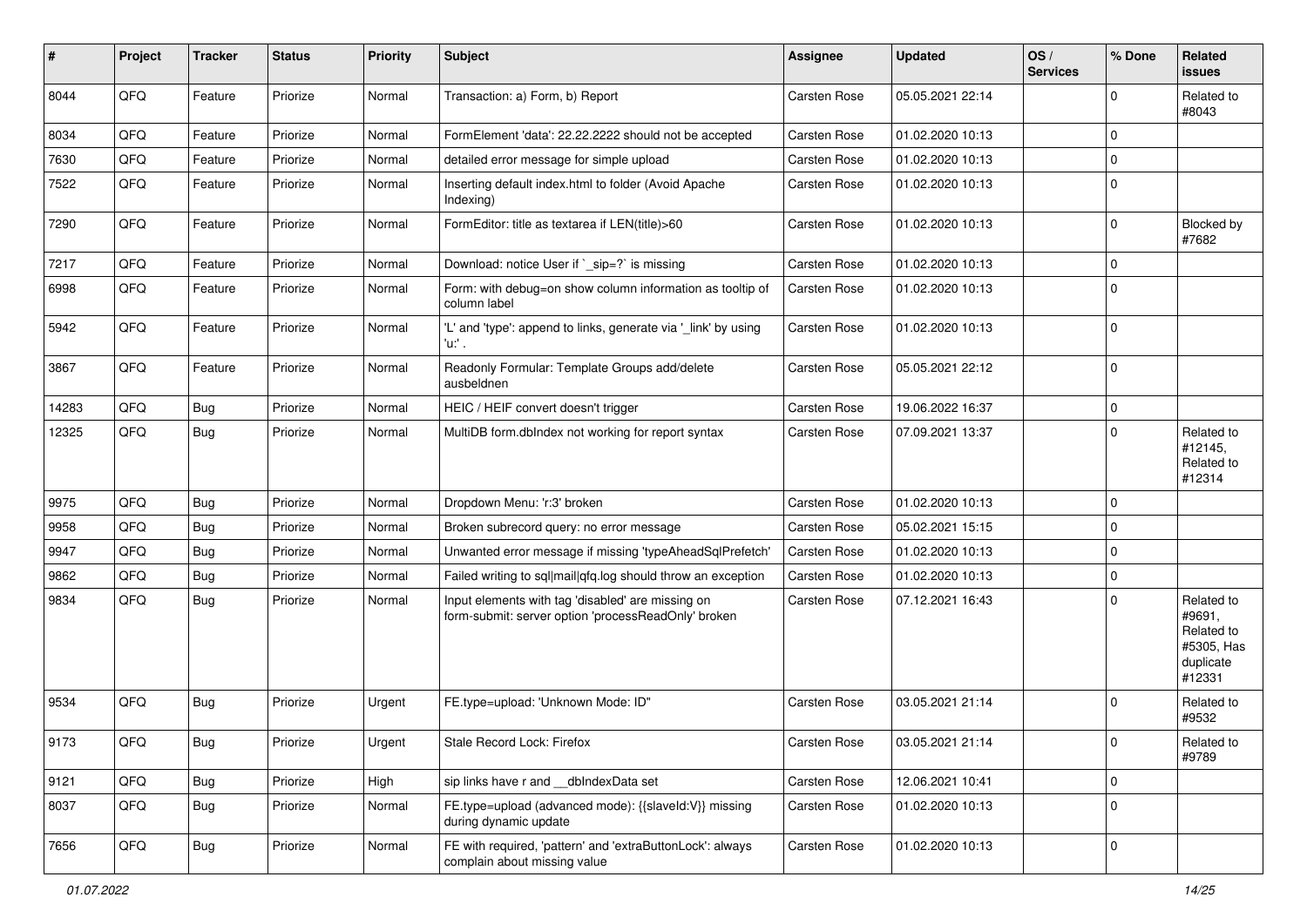| # | Project | Tracker | Status | Priority | Subject | Assignee | Updated | OS / Services | % Done | Related issues |
|---|---|---|---|---|---|---|---|---|---|---|
| 8044 | QFQ | Feature | Priorize | Normal | Transaction: a) Form, b) Report | Carsten Rose | 05.05.2021 22:14 | | 0 | Related to #8043 |
| 8034 | QFQ | Feature | Priorize | Normal | FormElement 'data': 22.22.2222 should not be accepted | Carsten Rose | 01.02.2020 10:13 | | 0 | |
| 7630 | QFQ | Feature | Priorize | Normal | detailed error message for simple upload | Carsten Rose | 01.02.2020 10:13 | | 0 | |
| 7522 | QFQ | Feature | Priorize | Normal | Inserting default index.html to folder (Avoid Apache Indexing) | Carsten Rose | 01.02.2020 10:13 | | 0 | |
| 7290 | QFQ | Feature | Priorize | Normal | FormEditor: title as textarea if LEN(title)>60 | Carsten Rose | 01.02.2020 10:13 | | 0 | Blocked by #7682 |
| 7217 | QFQ | Feature | Priorize | Normal | Download: notice User if `_sip=?` is missing | Carsten Rose | 01.02.2020 10:13 | | 0 | |
| 6998 | QFQ | Feature | Priorize | Normal | Form: with debug=on show column information as tooltip of column label | Carsten Rose | 01.02.2020 10:13 | | 0 | |
| 5942 | QFQ | Feature | Priorize | Normal | 'L' and 'type': append to links, generate via '_link' by using 'u:' . | Carsten Rose | 01.02.2020 10:13 | | 0 | |
| 3867 | QFQ | Feature | Priorize | Normal | Readonly Formular: Template Groups add/delete ausbeldnen | Carsten Rose | 05.05.2021 22:12 | | 0 | |
| 14283 | QFQ | Bug | Priorize | Normal | HEIC / HEIF convert doesn't trigger | Carsten Rose | 19.06.2022 16:37 | | 0 | |
| 12325 | QFQ | Bug | Priorize | Normal | MultiDB form.dbIndex not working for report syntax | Carsten Rose | 07.09.2021 13:37 | | 0 | Related to #12145, Related to #12314 |
| 9975 | QFQ | Bug | Priorize | Normal | Dropdown Menu: 'r:3' broken | Carsten Rose | 01.02.2020 10:13 | | 0 | |
| 9958 | QFQ | Bug | Priorize | Normal | Broken subrecord query: no error message | Carsten Rose | 05.02.2021 15:15 | | 0 | |
| 9947 | QFQ | Bug | Priorize | Normal | Unwanted error message if missing 'typeAheadSqlPrefetch' | Carsten Rose | 01.02.2020 10:13 | | 0 | |
| 9862 | QFQ | Bug | Priorize | Normal | Failed writing to sql\|mail\|qfq.log should throw an exception | Carsten Rose | 01.02.2020 10:13 | | 0 | |
| 9834 | QFQ | Bug | Priorize | Normal | Input elements with tag 'disabled' are missing on form-submit: server option 'processReadOnly' broken | Carsten Rose | 07.12.2021 16:43 | | 0 | Related to #9691, Related to #5305, Has duplicate #12331 |
| 9534 | QFQ | Bug | Priorize | Urgent | FE.type=upload: 'Unknown Mode: ID" | Carsten Rose | 03.05.2021 21:14 | | 0 | Related to #9532 |
| 9173 | QFQ | Bug | Priorize | Urgent | Stale Record Lock: Firefox | Carsten Rose | 03.05.2021 21:14 | | 0 | Related to #9789 |
| 9121 | QFQ | Bug | Priorize | High | sip links have r and __dbIndexData set | Carsten Rose | 12.06.2021 10:41 | | 0 | |
| 8037 | QFQ | Bug | Priorize | Normal | FE.type=upload (advanced mode): {{slaveId:V}} missing during dynamic update | Carsten Rose | 01.02.2020 10:13 | | 0 | |
| 7656 | QFQ | Bug | Priorize | Normal | FE with required, 'pattern' and 'extraButtonLock': always complain about missing value | Carsten Rose | 01.02.2020 10:13 | | 0 | |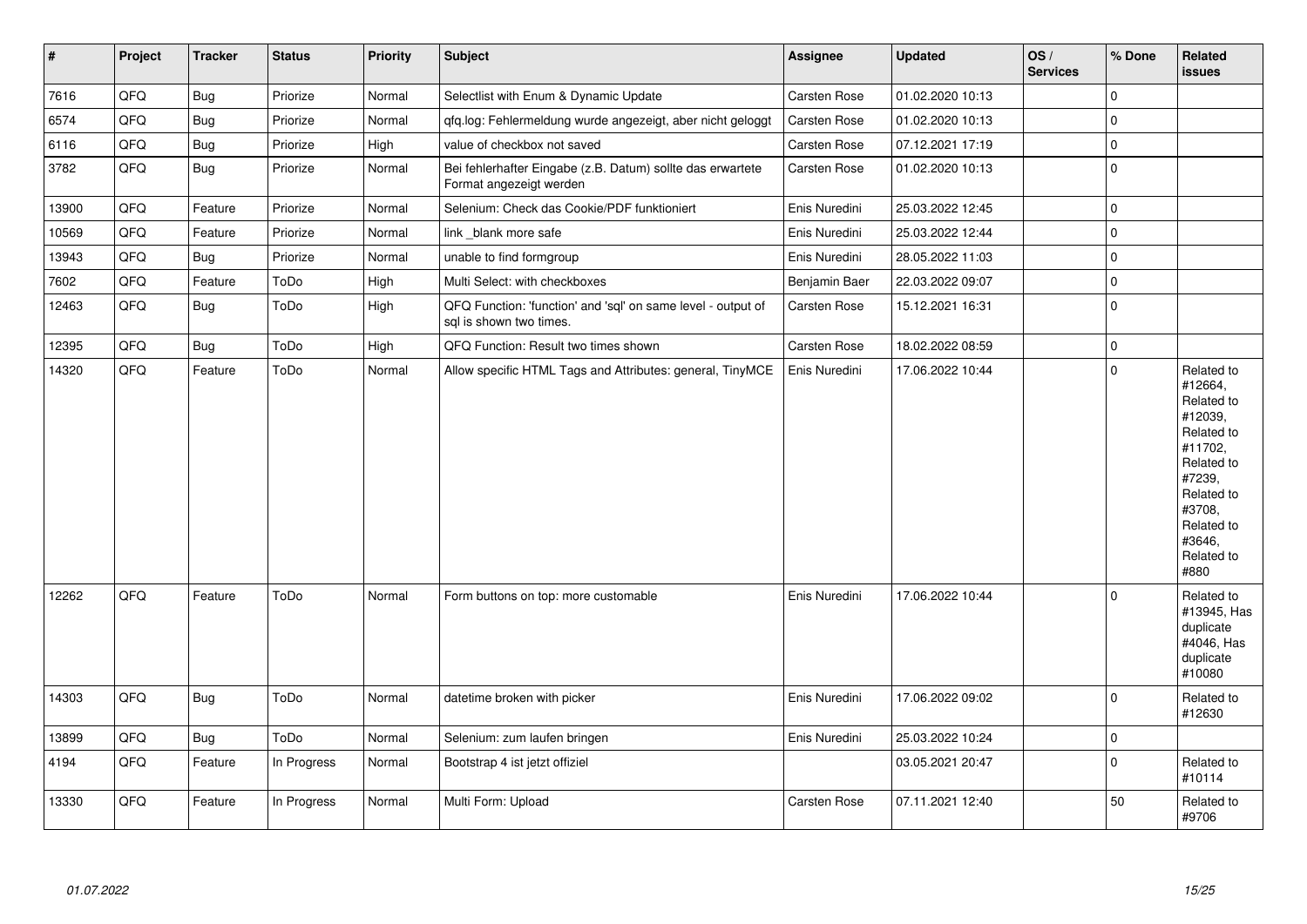| # | Project | Tracker | Status | Priority | Subject | Assignee | Updated | OS / Services | % Done | Related issues |
|---|---|---|---|---|---|---|---|---|---|---|
| 7616 | QFQ | Bug | Priorize | Normal | Selectlist with Enum & Dynamic Update | Carsten Rose | 01.02.2020 10:13 | | 0 | |
| 6574 | QFQ | Bug | Priorize | Normal | qfq.log: Fehlermeldung wurde angezeigt, aber nicht geloggt | Carsten Rose | 01.02.2020 10:13 | | 0 | |
| 6116 | QFQ | Bug | Priorize | High | value of checkbox not saved | Carsten Rose | 07.12.2021 17:19 | | 0 | |
| 3782 | QFQ | Bug | Priorize | Normal | Bei fehlerhafter Eingabe (z.B. Datum) sollte das erwartete Format angezeigt werden | Carsten Rose | 01.02.2020 10:13 | | 0 | |
| 13900 | QFQ | Feature | Priorize | Normal | Selenium: Check das Cookie/PDF funktioniert | Enis Nuredini | 25.03.2022 12:45 | | 0 | |
| 10569 | QFQ | Feature | Priorize | Normal | link _blank more safe | Enis Nuredini | 25.03.2022 12:44 | | 0 | |
| 13943 | QFQ | Bug | Priorize | Normal | unable to find formgroup | Enis Nuredini | 28.05.2022 11:03 | | 0 | |
| 7602 | QFQ | Feature | ToDo | High | Multi Select: with checkboxes | Benjamin Baer | 22.03.2022 09:07 | | 0 | |
| 12463 | QFQ | Bug | ToDo | High | QFQ Function: 'function' and 'sql' on same level - output of sql is shown two times. | Carsten Rose | 15.12.2021 16:31 | | 0 | |
| 12395 | QFQ | Bug | ToDo | High | QFQ Function: Result two times shown | Carsten Rose | 18.02.2022 08:59 | | 0 | |
| 14320 | QFQ | Feature | ToDo | Normal | Allow specific HTML Tags and Attributes: general, TinyMCE | Enis Nuredini | 17.06.2022 10:44 | | 0 | Related to #12664, Related to #12039, Related to #11702, Related to #7239, Related to #3708, Related to #3646, Related to #880 |
| 12262 | QFQ | Feature | ToDo | Normal | Form buttons on top: more customable | Enis Nuredini | 17.06.2022 10:44 | | 0 | Related to #13945, Has duplicate #4046, Has duplicate #10080 |
| 14303 | QFQ | Bug | ToDo | Normal | datetime broken with picker | Enis Nuredini | 17.06.2022 09:02 | | 0 | Related to #12630 |
| 13899 | QFQ | Bug | ToDo | Normal | Selenium: zum laufen bringen | Enis Nuredini | 25.03.2022 10:24 | | 0 | |
| 4194 | QFQ | Feature | In Progress | Normal | Bootstrap 4 ist jetzt offiziel | | 03.05.2021 20:47 | | 0 | Related to #10114 |
| 13330 | QFQ | Feature | In Progress | Normal | Multi Form: Upload | Carsten Rose | 07.11.2021 12:40 | | 50 | Related to #9706 |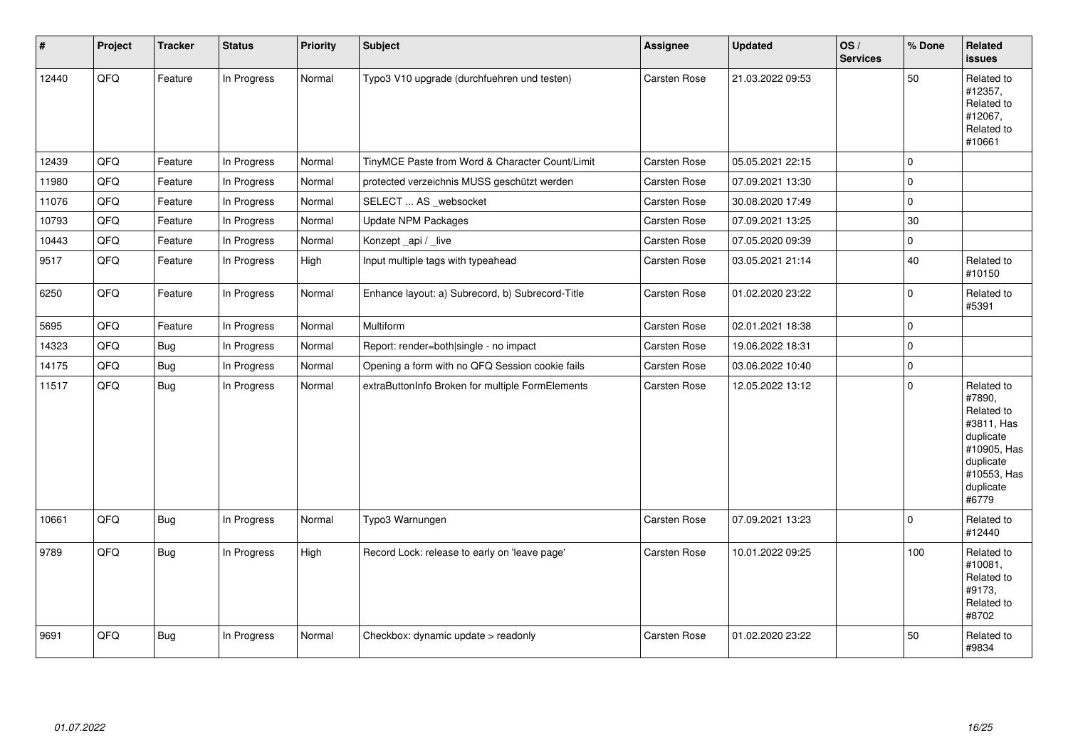| # | Project | Tracker | Status | Priority | Subject | Assignee | Updated | OS / Services | % Done | Related issues |
|---|---|---|---|---|---|---|---|---|---|---|
| 12440 | QFQ | Feature | In Progress | Normal | Typo3 V10 upgrade (durchfuehren und testen) | Carsten Rose | 21.03.2022 09:53 | | 50 | Related to #12357, Related to #12067, Related to #10661 |
| 12439 | QFQ | Feature | In Progress | Normal | TinyMCE Paste from Word & Character Count/Limit | Carsten Rose | 05.05.2021 22:15 | | 0 | |
| 11980 | QFQ | Feature | In Progress | Normal | protected verzeichnis MUSS geschützt werden | Carsten Rose | 07.09.2021 13:30 | | 0 | |
| 11076 | QFQ | Feature | In Progress | Normal | SELECT ... AS _websocket | Carsten Rose | 30.08.2020 17:49 | | 0 | |
| 10793 | QFQ | Feature | In Progress | Normal | Update NPM Packages | Carsten Rose | 07.09.2021 13:25 | | 30 | |
| 10443 | QFQ | Feature | In Progress | Normal | Konzept _api / _live | Carsten Rose | 07.05.2020 09:39 | | 0 | |
| 9517 | QFQ | Feature | In Progress | High | Input multiple tags with typeahead | Carsten Rose | 03.05.2021 21:14 | | 40 | Related to #10150 |
| 6250 | QFQ | Feature | In Progress | Normal | Enhance layout: a) Subrecord, b) Subrecord-Title | Carsten Rose | 01.02.2020 23:22 | | 0 | Related to #5391 |
| 5695 | QFQ | Feature | In Progress | Normal | Multiform | Carsten Rose | 02.01.2021 18:38 | | 0 | |
| 14323 | QFQ | Bug | In Progress | Normal | Report: render=both\|single - no impact | Carsten Rose | 19.06.2022 18:31 | | 0 | |
| 14175 | QFQ | Bug | In Progress | Normal | Opening a form with no QFQ Session cookie fails | Carsten Rose | 03.06.2022 10:40 | | 0 | |
| 11517 | QFQ | Bug | In Progress | Normal | extraButtonInfo Broken for multiple FormElements | Carsten Rose | 12.05.2022 13:12 | | 0 | Related to #7890, Related to #3811, Has duplicate #10905, Has duplicate #10553, Has duplicate #6779 |
| 10661 | QFQ | Bug | In Progress | Normal | Typo3 Warnungen | Carsten Rose | 07.09.2021 13:23 | | 0 | Related to #12440 |
| 9789 | QFQ | Bug | In Progress | High | Record Lock: release to early on 'leave page' | Carsten Rose | 10.01.2022 09:25 | | 100 | Related to #10081, Related to #9173, Related to #8702 |
| 9691 | QFQ | Bug | In Progress | Normal | Checkbox: dynamic update > readonly | Carsten Rose | 01.02.2020 23:22 | | 50 | Related to #9834 |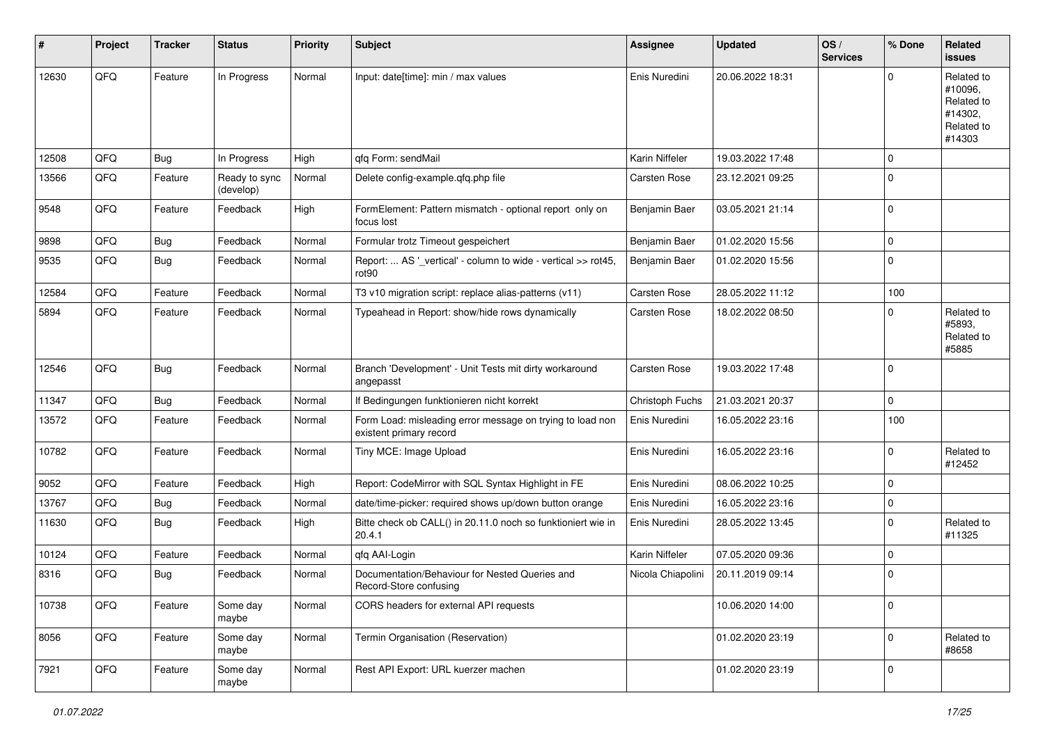| # | Project | Tracker | Status | Priority | Subject | Assignee | Updated | OS / Services | % Done | Related issues |
|---|---|---|---|---|---|---|---|---|---|---|
| 12630 | QFQ | Feature | In Progress | Normal | Input: date[time]: min / max values | Enis Nuredini | 20.06.2022 18:31 | | 0 | Related to #10096, Related to #14302, Related to #14303 |
| 12508 | QFQ | Bug | In Progress | High | qfq Form: sendMail | Karin Niffeler | 19.03.2022 17:48 | | 0 | |
| 13566 | QFQ | Feature | Ready to sync (develop) | Normal | Delete config-example.qfq.php file | Carsten Rose | 23.12.2021 09:25 | | 0 | |
| 9548 | QFQ | Feature | Feedback | High | FormElement: Pattern mismatch - optional report only on focus lost | Benjamin Baer | 03.05.2021 21:14 | | 0 | |
| 9898 | QFQ | Bug | Feedback | Normal | Formular trotz Timeout gespeichert | Benjamin Baer | 01.02.2020 15:56 | | 0 | |
| 9535 | QFQ | Bug | Feedback | Normal | Report: ... AS '_vertical' - column to wide - vertical >> rot45, rot90 | Benjamin Baer | 01.02.2020 15:56 | | 0 | |
| 12584 | QFQ | Feature | Feedback | Normal | T3 v10 migration script: replace alias-patterns (v11) | Carsten Rose | 28.05.2022 11:12 | | 100 | |
| 5894 | QFQ | Feature | Feedback | Normal | Typeahead in Report: show/hide rows dynamically | Carsten Rose | 18.02.2022 08:50 | | 0 | Related to #5893, Related to #5885 |
| 12546 | QFQ | Bug | Feedback | Normal | Branch 'Development' - Unit Tests mit dirty workaround angepasst | Carsten Rose | 19.03.2022 17:48 | | 0 | |
| 11347 | QFQ | Bug | Feedback | Normal | If Bedingungen funktionieren nicht korrekt | Christoph Fuchs | 21.03.2021 20:37 | | 0 | |
| 13572 | QFQ | Feature | Feedback | Normal | Form Load: misleading error message on trying to load non existent primary record | Enis Nuredini | 16.05.2022 23:16 | | 100 | |
| 10782 | QFQ | Feature | Feedback | Normal | Tiny MCE: Image Upload | Enis Nuredini | 16.05.2022 23:16 | | 0 | Related to #12452 |
| 9052 | QFQ | Feature | Feedback | High | Report: CodeMirror with SQL Syntax Highlight in FE | Enis Nuredini | 08.06.2022 10:25 | | 0 | |
| 13767 | QFQ | Bug | Feedback | Normal | date/time-picker: required shows up/down button orange | Enis Nuredini | 16.05.2022 23:16 | | 0 | |
| 11630 | QFQ | Bug | Feedback | High | Bitte check ob CALL() in 20.11.0 noch so funktioniert wie in 20.4.1 | Enis Nuredini | 28.05.2022 13:45 | | 0 | Related to #11325 |
| 10124 | QFQ | Feature | Feedback | Normal | qfq AAI-Login | Karin Niffeler | 07.05.2020 09:36 | | 0 | |
| 8316 | QFQ | Bug | Feedback | Normal | Documentation/Behaviour for Nested Queries and Record-Store confusing | Nicola Chiapolini | 20.11.2019 09:14 | | 0 | |
| 10738 | QFQ | Feature | Some day maybe | Normal | CORS headers for external API requests | | 10.06.2020 14:00 | | 0 | |
| 8056 | QFQ | Feature | Some day maybe | Normal | Termin Organisation (Reservation) | | 01.02.2020 23:19 | | 0 | Related to #8658 |
| 7921 | QFQ | Feature | Some day maybe | Normal | Rest API Export: URL kuerzer machen | | 01.02.2020 23:19 | | 0 | |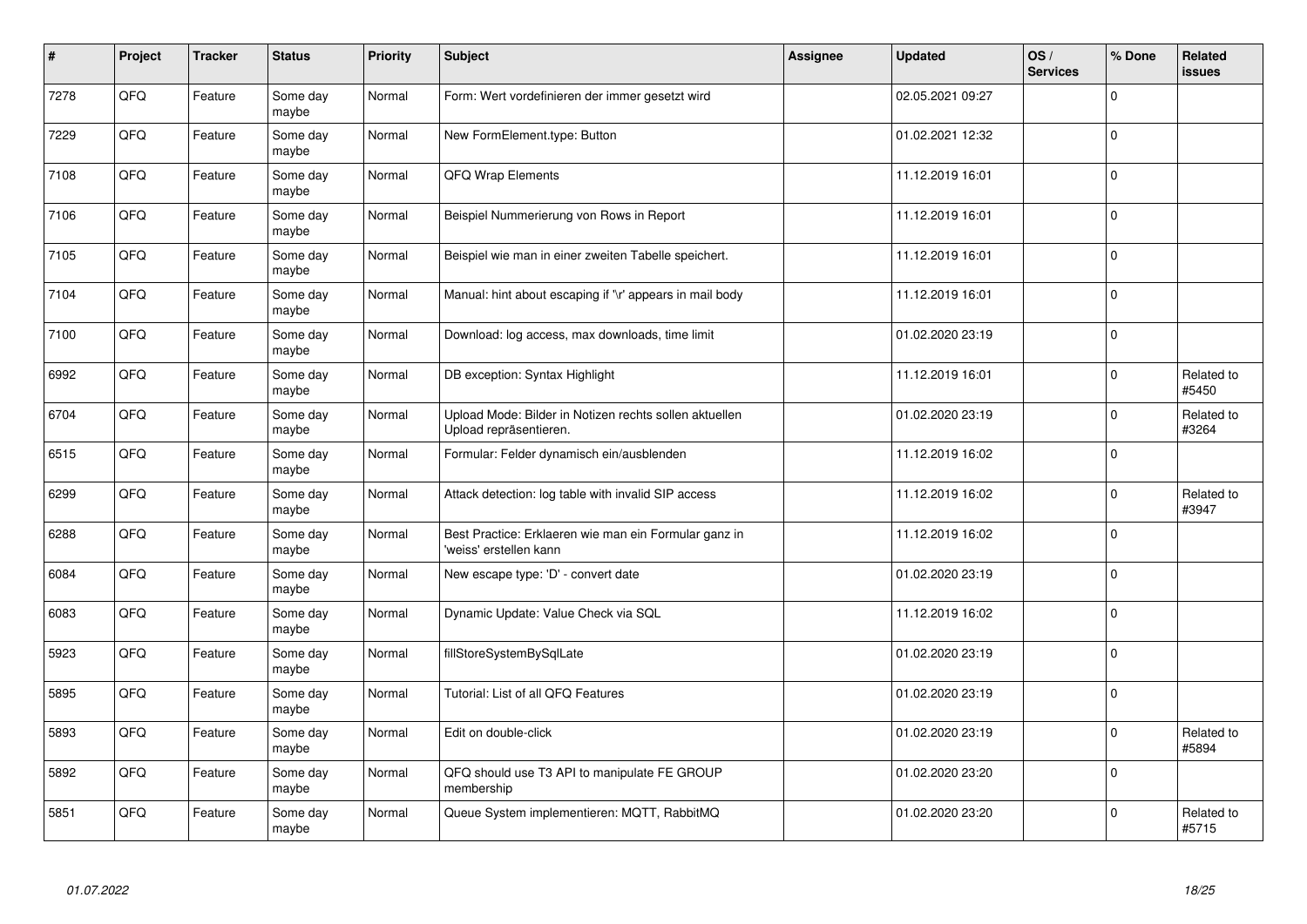| # | Project | Tracker | Status | Priority | Subject | Assignee | Updated | OS / Services | % Done | Related issues |
|---|---|---|---|---|---|---|---|---|---|---|
| 7278 | QFQ | Feature | Some day maybe | Normal | Form: Wert vordefinieren der immer gesetzt wird | | 02.05.2021 09:27 | | 0 | |
| 7229 | QFQ | Feature | Some day maybe | Normal | New FormElement.type: Button | | 01.02.2021 12:32 | | 0 | |
| 7108 | QFQ | Feature | Some day maybe | Normal | QFQ Wrap Elements | | 11.12.2019 16:01 | | 0 | |
| 7106 | QFQ | Feature | Some day maybe | Normal | Beispiel Nummerierung von Rows in Report | | 11.12.2019 16:01 | | 0 | |
| 7105 | QFQ | Feature | Some day maybe | Normal | Beispiel wie man in einer zweiten Tabelle speichert. | | 11.12.2019 16:01 | | 0 | |
| 7104 | QFQ | Feature | Some day maybe | Normal | Manual: hint about escaping if '\r' appears in mail body | | 11.12.2019 16:01 | | 0 | |
| 7100 | QFQ | Feature | Some day maybe | Normal | Download: log access, max downloads, time limit | | 01.02.2020 23:19 | | 0 | |
| 6992 | QFQ | Feature | Some day maybe | Normal | DB exception: Syntax Highlight | | 11.12.2019 16:01 | | 0 | Related to #5450 |
| 6704 | QFQ | Feature | Some day maybe | Normal | Upload Mode: Bilder in Notizen rechts sollen aktuellen Upload repräsentieren. | | 01.02.2020 23:19 | | 0 | Related to #3264 |
| 6515 | QFQ | Feature | Some day maybe | Normal | Formular: Felder dynamisch ein/ausblenden | | 11.12.2019 16:02 | | 0 | |
| 6299 | QFQ | Feature | Some day maybe | Normal | Attack detection: log table with invalid SIP access | | 11.12.2019 16:02 | | 0 | Related to #3947 |
| 6288 | QFQ | Feature | Some day maybe | Normal | Best Practice: Erklaeren wie man ein Formular ganz in 'weiss' erstellen kann | | 11.12.2019 16:02 | | 0 | |
| 6084 | QFQ | Feature | Some day maybe | Normal | New escape type: 'D' - convert date | | 01.02.2020 23:19 | | 0 | |
| 6083 | QFQ | Feature | Some day maybe | Normal | Dynamic Update: Value Check via SQL | | 11.12.2019 16:02 | | 0 | |
| 5923 | QFQ | Feature | Some day maybe | Normal | fillStoreSystemBySqlLate | | 01.02.2020 23:19 | | 0 | |
| 5895 | QFQ | Feature | Some day maybe | Normal | Tutorial: List of all QFQ Features | | 01.02.2020 23:19 | | 0 | |
| 5893 | QFQ | Feature | Some day maybe | Normal | Edit on double-click | | 01.02.2020 23:19 | | 0 | Related to #5894 |
| 5892 | QFQ | Feature | Some day maybe | Normal | QFQ should use T3 API to manipulate FE GROUP membership | | 01.02.2020 23:20 | | 0 | |
| 5851 | QFQ | Feature | Some day maybe | Normal | Queue System implementieren: MQTT, RabbitMQ | | 01.02.2020 23:20 | | 0 | Related to #5715 |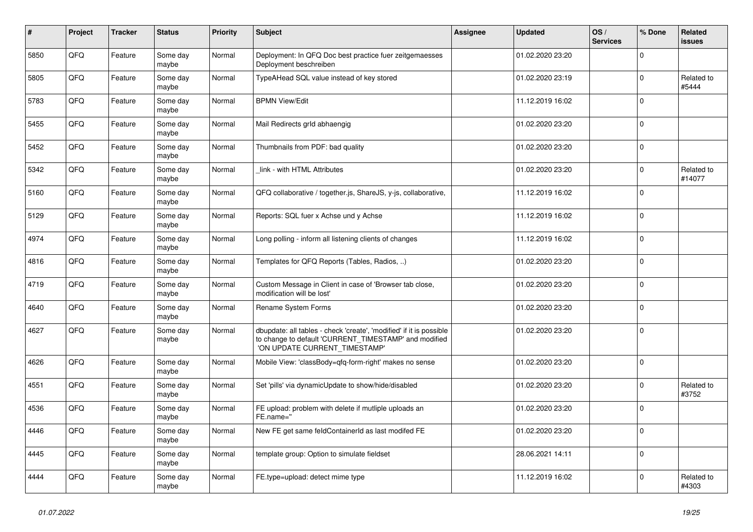| # | Project | Tracker | Status | Priority | Subject | Assignee | Updated | OS / Services | % Done | Related issues |
|---|---|---|---|---|---|---|---|---|---|---|
| 5850 | QFQ | Feature | Some day maybe | Normal | Deployment: In QFQ Doc best practice fuer zeitgemaesses Deployment beschreiben | | 01.02.2020 23:20 | | 0 | |
| 5805 | QFQ | Feature | Some day maybe | Normal | TypeAHead SQL value instead of key stored | | 01.02.2020 23:19 | | 0 | Related to #5444 |
| 5783 | QFQ | Feature | Some day maybe | Normal | BPMN View/Edit | | 11.12.2019 16:02 | | 0 | |
| 5455 | QFQ | Feature | Some day maybe | Normal | Mail Redirects grId abhaengig | | 01.02.2020 23:20 | | 0 | |
| 5452 | QFQ | Feature | Some day maybe | Normal | Thumbnails from PDF: bad quality | | 01.02.2020 23:20 | | 0 | |
| 5342 | QFQ | Feature | Some day maybe | Normal | _link - with HTML Attributes | | 01.02.2020 23:20 | | 0 | Related to #14077 |
| 5160 | QFQ | Feature | Some day maybe | Normal | QFQ collaborative / together.js, ShareJS, y-js, collaborative, | | 11.12.2019 16:02 | | 0 | |
| 5129 | QFQ | Feature | Some day maybe | Normal | Reports: SQL fuer x Achse und y Achse | | 11.12.2019 16:02 | | 0 | |
| 4974 | QFQ | Feature | Some day maybe | Normal | Long polling - inform all listening clients of changes | | 11.12.2019 16:02 | | 0 | |
| 4816 | QFQ | Feature | Some day maybe | Normal | Templates for QFQ Reports (Tables, Radios, ..) | | 01.02.2020 23:20 | | 0 | |
| 4719 | QFQ | Feature | Some day maybe | Normal | Custom Message in Client in case of 'Browser tab close, modification will be lost' | | 01.02.2020 23:20 | | 0 | |
| 4640 | QFQ | Feature | Some day maybe | Normal | Rename System Forms | | 01.02.2020 23:20 | | 0 | |
| 4627 | QFQ | Feature | Some day maybe | Normal | dbupdate: all tables - check 'create', 'modified' if it is possible to change to default 'CURRENT_TIMESTAMP' and modified 'ON UPDATE CURRENT_TIMESTAMP' | | 01.02.2020 23:20 | | 0 | |
| 4626 | QFQ | Feature | Some day maybe | Normal | Mobile View: 'classBody=qfq-form-right' makes no sense | | 01.02.2020 23:20 | | 0 | |
| 4551 | QFQ | Feature | Some day maybe | Normal | Set 'pills' via dynamicUpdate to show/hide/disabled | | 01.02.2020 23:20 | | 0 | Related to #3752 |
| 4536 | QFQ | Feature | Some day maybe | Normal | FE upload: problem with delete if mutliple uploads an FE.name='' | | 01.02.2020 23:20 | | 0 | |
| 4446 | QFQ | Feature | Some day maybe | Normal | New FE get same feldContainerId as last modifed FE | | 01.02.2020 23:20 | | 0 | |
| 4445 | QFQ | Feature | Some day maybe | Normal | template group: Option to simulate fieldset | | 28.06.2021 14:11 | | 0 | |
| 4444 | QFQ | Feature | Some day maybe | Normal | FE.type=upload: detect mime type | | 11.12.2019 16:02 | | 0 | Related to #4303 |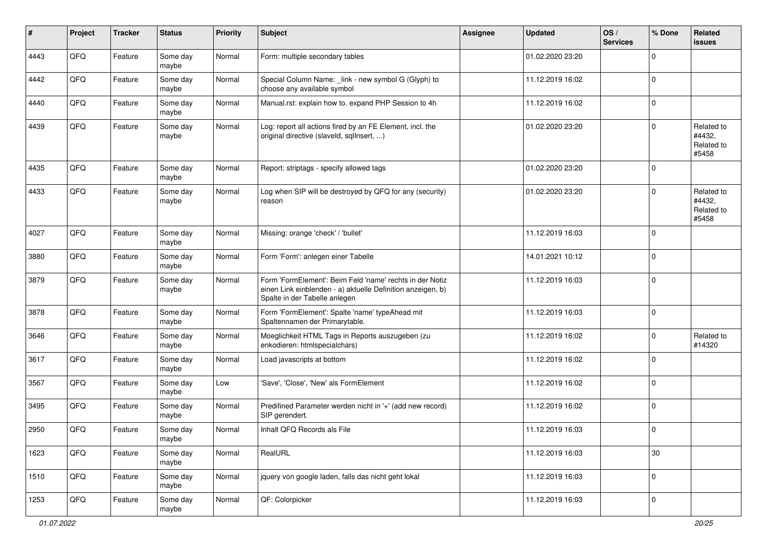| # | Project | Tracker | Status | Priority | Subject | Assignee | Updated | OS / Services | % Done | Related issues |
|---|---|---|---|---|---|---|---|---|---|---|
| 4443 | QFQ | Feature | Some day maybe | Normal | Form: multiple secondary tables | | 01.02.2020 23:20 | | 0 | |
| 4442 | QFQ | Feature | Some day maybe | Normal | Special Column Name: _link - new symbol G (Glyph) to choose any available symbol | | 11.12.2019 16:02 | | 0 | |
| 4440 | QFQ | Feature | Some day maybe | Normal | Manual.rst: explain how to. expand PHP Session to 4h | | 11.12.2019 16:02 | | 0 | |
| 4439 | QFQ | Feature | Some day maybe | Normal | Log: report all actions fired by an FE Element, incl. the original directive (slaveId, sqlInsert, ...) | | 01.02.2020 23:20 | | 0 | Related to #4432, Related to #5458 |
| 4435 | QFQ | Feature | Some day maybe | Normal | Report: striptags - specify allowed tags | | 01.02.2020 23:20 | | 0 | |
| 4433 | QFQ | Feature | Some day maybe | Normal | Log when SIP will be destroyed by QFQ for any (security) reason | | 01.02.2020 23:20 | | 0 | Related to #4432, Related to #5458 |
| 4027 | QFQ | Feature | Some day maybe | Normal | Missing: orange 'check' / 'bullet' | | 11.12.2019 16:03 | | 0 | |
| 3880 | QFQ | Feature | Some day maybe | Normal | Form 'Form': anlegen einer Tabelle | | 14.01.2021 10:12 | | 0 | |
| 3879 | QFQ | Feature | Some day maybe | Normal | Form 'FormElement': Beim Feld 'name' rechts in der Notiz einen Link einblenden - a) aktuelle Definition anzeigen, b) Spalte in der Tabelle anlegen | | 11.12.2019 16:03 | | 0 | |
| 3878 | QFQ | Feature | Some day maybe | Normal | Form 'FormElement': Spalte 'name' typeAhead mit Spaltennamen der Primarytable. | | 11.12.2019 16:03 | | 0 | |
| 3646 | QFQ | Feature | Some day maybe | Normal | Moeglichkeit HTML Tags in Reports auszugeben (zu enkodieren: htmlspecialchars) | | 11.12.2019 16:02 | | 0 | Related to #14320 |
| 3617 | QFQ | Feature | Some day maybe | Normal | Load javascripts at bottom | | 11.12.2019 16:02 | | 0 | |
| 3567 | QFQ | Feature | Some day maybe | Low | 'Save', 'Close', 'New' als FormElement | | 11.12.2019 16:02 | | 0 | |
| 3495 | QFQ | Feature | Some day maybe | Normal | Predifined Parameter werden nicht in '+' (add new record) SIP gerendert. | | 11.12.2019 16:02 | | 0 | |
| 2950 | QFQ | Feature | Some day maybe | Normal | Inhalt QFQ Records als File | | 11.12.2019 16:03 | | 0 | |
| 1623 | QFQ | Feature | Some day maybe | Normal | RealURL | | 11.12.2019 16:03 | | 30 | |
| 1510 | QFQ | Feature | Some day maybe | Normal | jquery von google laden, falls das nicht geht lokal | | 11.12.2019 16:03 | | 0 | |
| 1253 | QFQ | Feature | Some day maybe | Normal | QF: Colorpicker | | 11.12.2019 16:03 | | 0 | |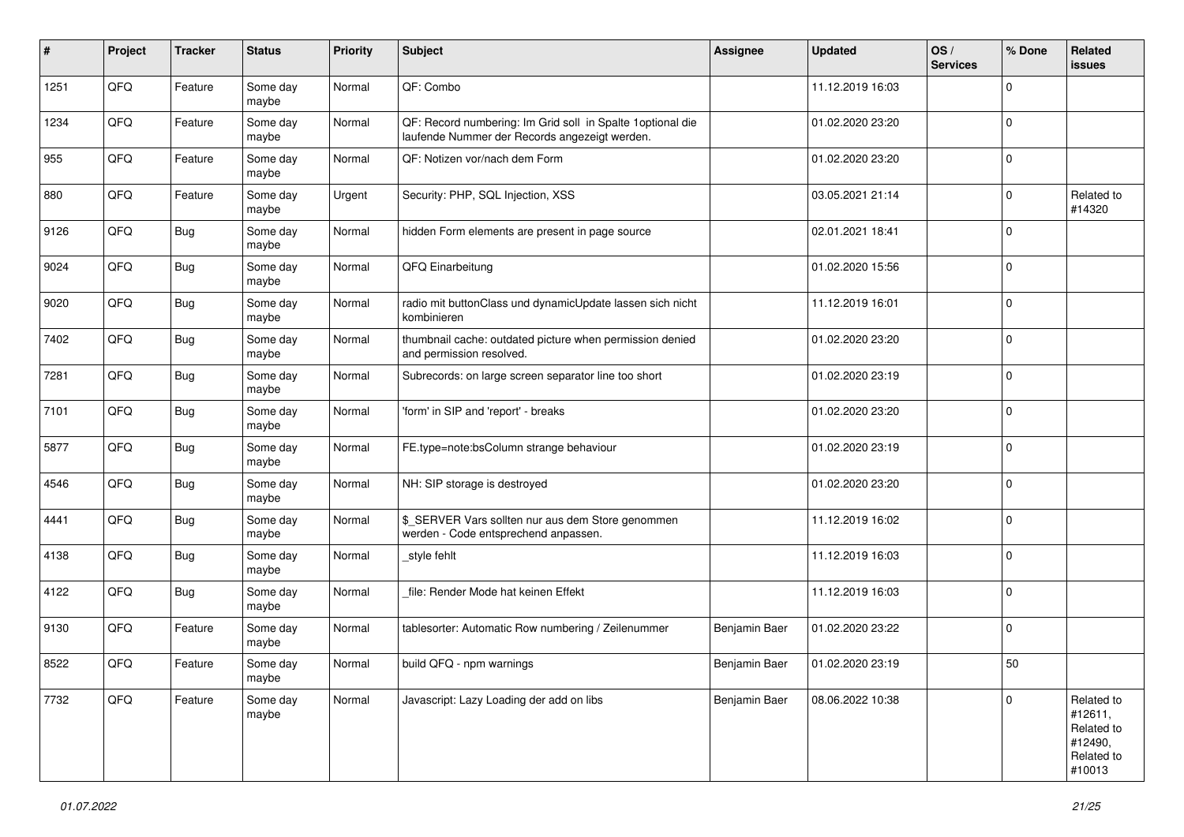| # | Project | Tracker | Status | Priority | Subject | Assignee | Updated | OS / Services | % Done | Related issues |
|---|---|---|---|---|---|---|---|---|---|---|
| 1251 | QFQ | Feature | Some day maybe | Normal | QF: Combo | | 11.12.2019 16:03 | | 0 | |
| 1234 | QFQ | Feature | Some day maybe | Normal | QF: Record numbering: Im Grid soll in Spalte 1optional die laufende Nummer der Records angezeigt werden. | | 01.02.2020 23:20 | | 0 | |
| 955 | QFQ | Feature | Some day maybe | Normal | QF: Notizen vor/nach dem Form | | 01.02.2020 23:20 | | 0 | |
| 880 | QFQ | Feature | Some day maybe | Urgent | Security: PHP, SQL Injection, XSS | | 03.05.2021 21:14 | | 0 | Related to #14320 |
| 9126 | QFQ | Bug | Some day maybe | Normal | hidden Form elements are present in page source | | 02.01.2021 18:41 | | 0 | |
| 9024 | QFQ | Bug | Some day maybe | Normal | QFQ Einarbeitung | | 01.02.2020 15:56 | | 0 | |
| 9020 | QFQ | Bug | Some day maybe | Normal | radio mit buttonClass und dynamicUpdate lassen sich nicht kombinieren | | 11.12.2019 16:01 | | 0 | |
| 7402 | QFQ | Bug | Some day maybe | Normal | thumbnail cache: outdated picture when permission denied and permission resolved. | | 01.02.2020 23:20 | | 0 | |
| 7281 | QFQ | Bug | Some day maybe | Normal | Subrecords: on large screen separator line too short | | 01.02.2020 23:19 | | 0 | |
| 7101 | QFQ | Bug | Some day maybe | Normal | 'form' in SIP and 'report' - breaks | | 01.02.2020 23:20 | | 0 | |
| 5877 | QFQ | Bug | Some day maybe | Normal | FE.type=note:bsColumn strange behaviour | | 01.02.2020 23:19 | | 0 | |
| 4546 | QFQ | Bug | Some day maybe | Normal | NH: SIP storage is destroyed | | 01.02.2020 23:20 | | 0 | |
| 4441 | QFQ | Bug | Some day maybe | Normal | $_SERVER Vars sollten nur aus dem Store genommen werden - Code entsprechend anpassen. | | 11.12.2019 16:02 | | 0 | |
| 4138 | QFQ | Bug | Some day maybe | Normal | _style fehlt | | 11.12.2019 16:03 | | 0 | |
| 4122 | QFQ | Bug | Some day maybe | Normal | _file: Render Mode hat keinen Effekt | | 11.12.2019 16:03 | | 0 | |
| 9130 | QFQ | Feature | Some day maybe | Normal | tablesorter: Automatic Row numbering / Zeilenummer | Benjamin Baer | 01.02.2020 23:22 | | 0 | |
| 8522 | QFQ | Feature | Some day maybe | Normal | build QFQ - npm warnings | Benjamin Baer | 01.02.2020 23:19 | | 50 | |
| 7732 | QFQ | Feature | Some day maybe | Normal | Javascript: Lazy Loading der add on libs | Benjamin Baer | 08.06.2022 10:38 | | 0 | Related to #12611, Related to #12490, Related to #10013 |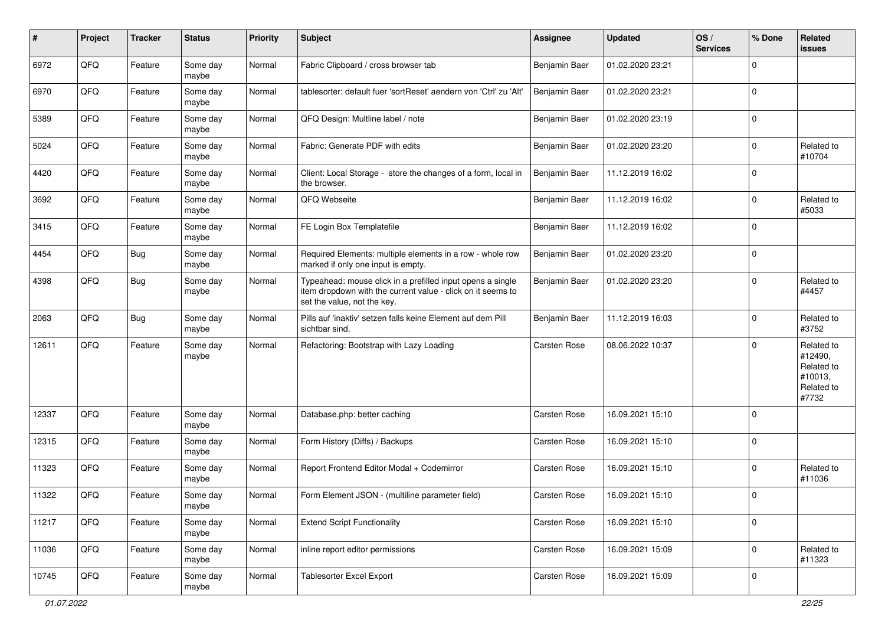| # | Project | Tracker | Status | Priority | Subject | Assignee | Updated | OS / Services | % Done | Related issues |
|---|---|---|---|---|---|---|---|---|---|---|
| 6972 | QFQ | Feature | Some day maybe | Normal | Fabric Clipboard / cross browser tab | Benjamin Baer | 01.02.2020 23:21 | | 0 | |
| 6970 | QFQ | Feature | Some day maybe | Normal | tablesorter: default fuer 'sortReset' aendern von 'Ctrl' zu 'Alt' | Benjamin Baer | 01.02.2020 23:21 | | 0 | |
| 5389 | QFQ | Feature | Some day maybe | Normal | QFQ Design: Multline label / note | Benjamin Baer | 01.02.2020 23:19 | | 0 | |
| 5024 | QFQ | Feature | Some day maybe | Normal | Fabric: Generate PDF with edits | Benjamin Baer | 01.02.2020 23:20 | | 0 | Related to #10704 |
| 4420 | QFQ | Feature | Some day maybe | Normal | Client: Local Storage - store the changes of a form, local in the browser. | Benjamin Baer | 11.12.2019 16:02 | | 0 | |
| 3692 | QFQ | Feature | Some day maybe | Normal | QFQ Webseite | Benjamin Baer | 11.12.2019 16:02 | | 0 | Related to #5033 |
| 3415 | QFQ | Feature | Some day maybe | Normal | FE Login Box Templatefile | Benjamin Baer | 11.12.2019 16:02 | | 0 | |
| 4454 | QFQ | Bug | Some day maybe | Normal | Required Elements: multiple elements in a row - whole row marked if only one input is empty. | Benjamin Baer | 01.02.2020 23:20 | | 0 | |
| 4398 | QFQ | Bug | Some day maybe | Normal | Typeahead: mouse click in a prefilled input opens a single item dropdown with the current value - click on it seems to set the value, not the key. | Benjamin Baer | 01.02.2020 23:20 | | 0 | Related to #4457 |
| 2063 | QFQ | Bug | Some day maybe | Normal | Pills auf 'inaktiv' setzen falls keine Element auf dem Pill sichtbar sind. | Benjamin Baer | 11.12.2019 16:03 | | 0 | Related to #3752 |
| 12611 | QFQ | Feature | Some day maybe | Normal | Refactoring: Bootstrap with Lazy Loading | Carsten Rose | 08.06.2022 10:37 | | 0 | Related to #12490, Related to #10013, Related to #7732 |
| 12337 | QFQ | Feature | Some day maybe | Normal | Database.php: better caching | Carsten Rose | 16.09.2021 15:10 | | 0 | |
| 12315 | QFQ | Feature | Some day maybe | Normal | Form History (Diffs) / Backups | Carsten Rose | 16.09.2021 15:10 | | 0 | |
| 11323 | QFQ | Feature | Some day maybe | Normal | Report Frontend Editor Modal + Codemirror | Carsten Rose | 16.09.2021 15:10 | | 0 | Related to #11036 |
| 11322 | QFQ | Feature | Some day maybe | Normal | Form Element JSON - (multiline parameter field) | Carsten Rose | 16.09.2021 15:10 | | 0 | |
| 11217 | QFQ | Feature | Some day maybe | Normal | Extend Script Functionality | Carsten Rose | 16.09.2021 15:10 | | 0 | |
| 11036 | QFQ | Feature | Some day maybe | Normal | inline report editor permissions | Carsten Rose | 16.09.2021 15:09 | | 0 | Related to #11323 |
| 10745 | QFQ | Feature | Some day maybe | Normal | Tablesorter Excel Export | Carsten Rose | 16.09.2021 15:09 | | 0 | |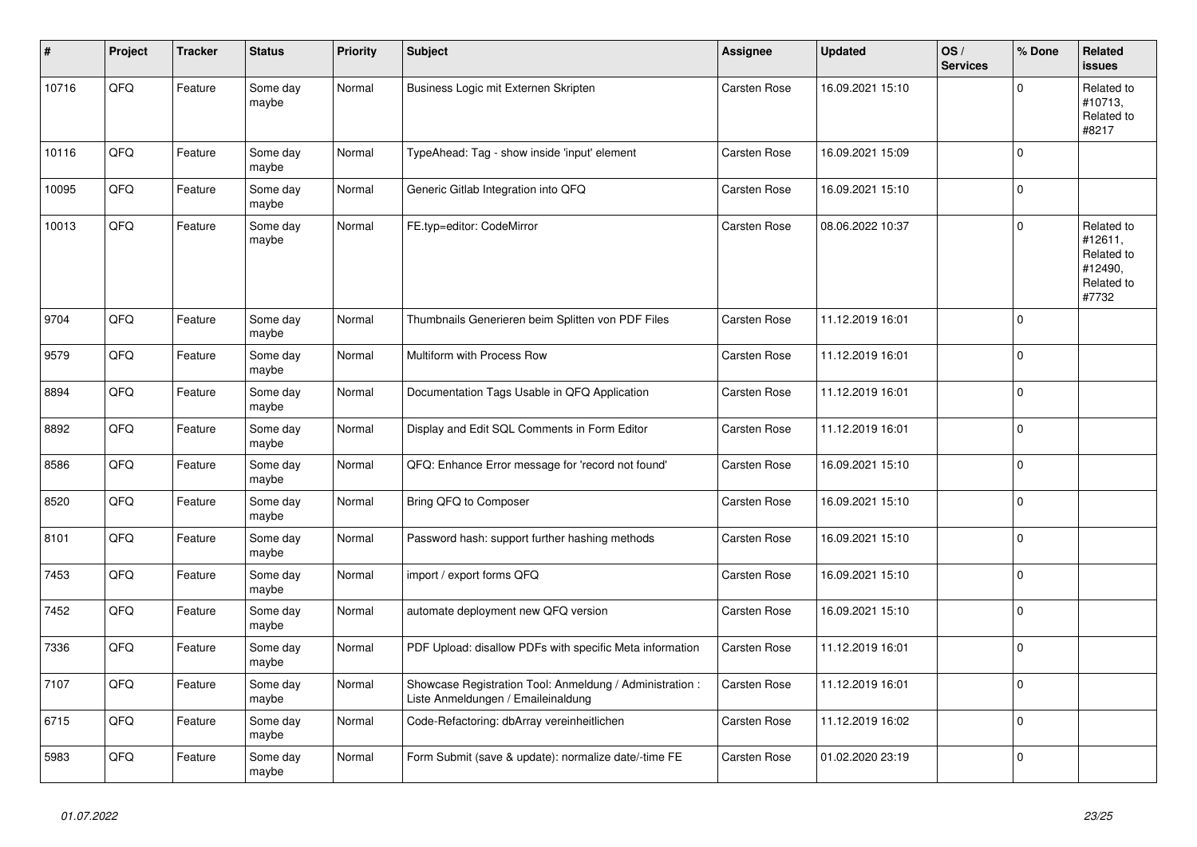| # | Project | Tracker | Status | Priority | Subject | Assignee | Updated | OS / Services | % Done | Related issues |
|---|---|---|---|---|---|---|---|---|---|---|
| 10716 | QFQ | Feature | Some day maybe | Normal | Business Logic mit Externen Skripten | Carsten Rose | 16.09.2021 15:10 | | 0 | Related to #10713, Related to #8217 |
| 10116 | QFQ | Feature | Some day maybe | Normal | TypeAhead: Tag - show inside 'input' element | Carsten Rose | 16.09.2021 15:09 | | 0 | |
| 10095 | QFQ | Feature | Some day maybe | Normal | Generic Gitlab Integration into QFQ | Carsten Rose | 16.09.2021 15:10 | | 0 | |
| 10013 | QFQ | Feature | Some day maybe | Normal | FE.typ=editor: CodeMirror | Carsten Rose | 08.06.2022 10:37 | | 0 | Related to #12611, Related to #12490, Related to #7732 |
| 9704 | QFQ | Feature | Some day maybe | Normal | Thumbnails Generieren beim Splitten von PDF Files | Carsten Rose | 11.12.2019 16:01 | | 0 | |
| 9579 | QFQ | Feature | Some day maybe | Normal | Multiform with Process Row | Carsten Rose | 11.12.2019 16:01 | | 0 | |
| 8894 | QFQ | Feature | Some day maybe | Normal | Documentation Tags Usable in QFQ Application | Carsten Rose | 11.12.2019 16:01 | | 0 | |
| 8892 | QFQ | Feature | Some day maybe | Normal | Display and Edit SQL Comments in Form Editor | Carsten Rose | 11.12.2019 16:01 | | 0 | |
| 8586 | QFQ | Feature | Some day maybe | Normal | QFQ: Enhance Error message for 'record not found' | Carsten Rose | 16.09.2021 15:10 | | 0 | |
| 8520 | QFQ | Feature | Some day maybe | Normal | Bring QFQ to Composer | Carsten Rose | 16.09.2021 15:10 | | 0 | |
| 8101 | QFQ | Feature | Some day maybe | Normal | Password hash: support further hashing methods | Carsten Rose | 16.09.2021 15:10 | | 0 | |
| 7453 | QFQ | Feature | Some day maybe | Normal | import / export forms QFQ | Carsten Rose | 16.09.2021 15:10 | | 0 | |
| 7452 | QFQ | Feature | Some day maybe | Normal | automate deployment new QFQ version | Carsten Rose | 16.09.2021 15:10 | | 0 | |
| 7336 | QFQ | Feature | Some day maybe | Normal | PDF Upload: disallow PDFs with specific Meta information | Carsten Rose | 11.12.2019 16:01 | | 0 | |
| 7107 | QFQ | Feature | Some day maybe | Normal | Showcase Registration Tool: Anmeldung / Administration : Liste Anmeldungen / Emaileinaldung | Carsten Rose | 11.12.2019 16:01 | | 0 | |
| 6715 | QFQ | Feature | Some day maybe | Normal | Code-Refactoring: dbArray vereinheitlichen | Carsten Rose | 11.12.2019 16:02 | | 0 | |
| 5983 | QFQ | Feature | Some day maybe | Normal | Form Submit (save & update): normalize date/-time FE | Carsten Rose | 01.02.2020 23:19 | | 0 | |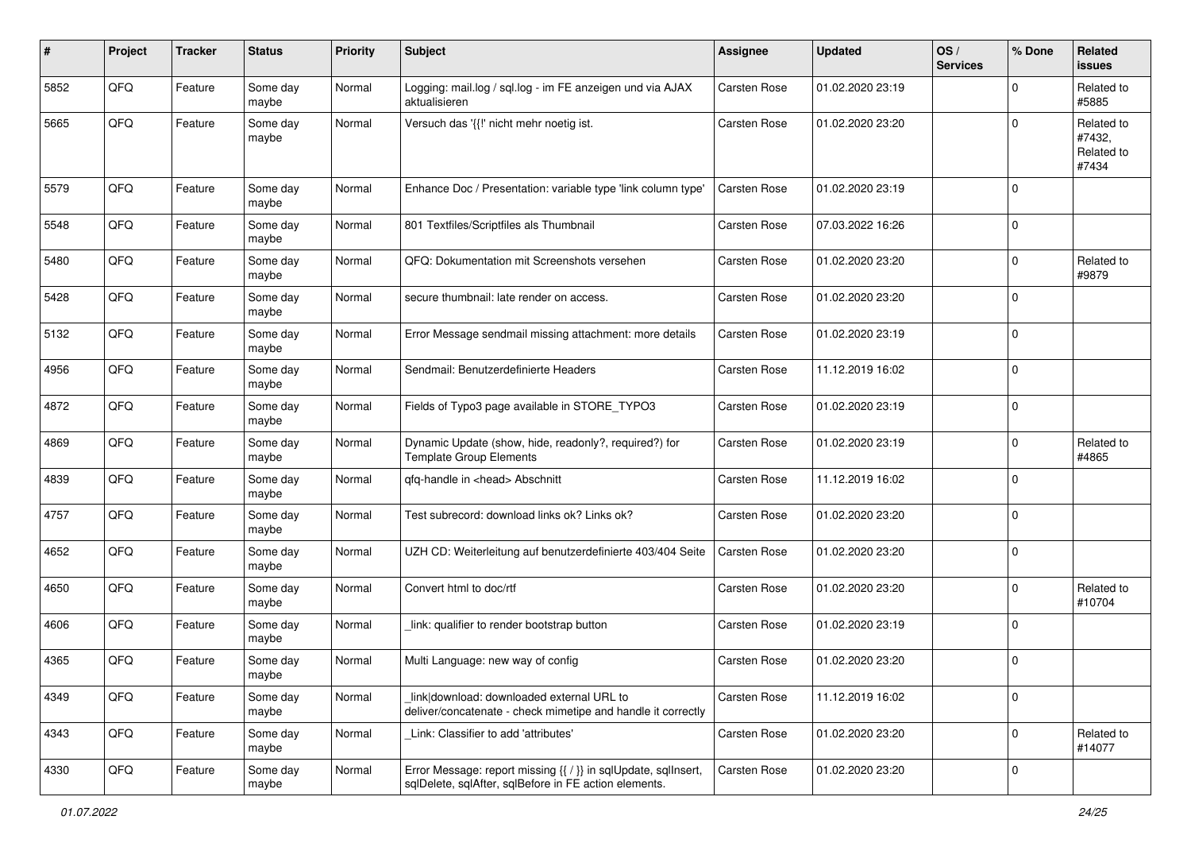| # | Project | Tracker | Status | Priority | Subject | Assignee | Updated | OS / Services | % Done | Related issues |
|---|---|---|---|---|---|---|---|---|---|---|
| 5852 | QFQ | Feature | Some day maybe | Normal | Logging: mail.log / sql.log - im FE anzeigen und via AJAX aktualisieren | Carsten Rose | 01.02.2020 23:19 | | 0 | Related to #5885 |
| 5665 | QFQ | Feature | Some day maybe | Normal | Versuch das '{{!' nicht mehr noetig ist. | Carsten Rose | 01.02.2020 23:20 | | 0 | Related to #7432, Related to #7434 |
| 5579 | QFQ | Feature | Some day maybe | Normal | Enhance Doc / Presentation: variable type 'link column type' | Carsten Rose | 01.02.2020 23:19 | | 0 | |
| 5548 | QFQ | Feature | Some day maybe | Normal | 801 Textfiles/Scriptfiles als Thumbnail | Carsten Rose | 07.03.2022 16:26 | | 0 | |
| 5480 | QFQ | Feature | Some day maybe | Normal | QFQ: Dokumentation mit Screenshots versehen | Carsten Rose | 01.02.2020 23:20 | | 0 | Related to #9879 |
| 5428 | QFQ | Feature | Some day maybe | Normal | secure thumbnail: late render on access. | Carsten Rose | 01.02.2020 23:20 | | 0 | |
| 5132 | QFQ | Feature | Some day maybe | Normal | Error Message sendmail missing attachment: more details | Carsten Rose | 01.02.2020 23:19 | | 0 | |
| 4956 | QFQ | Feature | Some day maybe | Normal | Sendmail: Benutzerdefinierte Headers | Carsten Rose | 11.12.2019 16:02 | | 0 | |
| 4872 | QFQ | Feature | Some day maybe | Normal | Fields of Typo3 page available in STORE_TYPO3 | Carsten Rose | 01.02.2020 23:19 | | 0 | |
| 4869 | QFQ | Feature | Some day maybe | Normal | Dynamic Update (show, hide, readonly?, required?) for Template Group Elements | Carsten Rose | 01.02.2020 23:19 | | 0 | Related to #4865 |
| 4839 | QFQ | Feature | Some day maybe | Normal | qfq-handle in <head> Abschnitt | Carsten Rose | 11.12.2019 16:02 | | 0 | |
| 4757 | QFQ | Feature | Some day maybe | Normal | Test subrecord: download links ok? Links ok? | Carsten Rose | 01.02.2020 23:20 | | 0 | |
| 4652 | QFQ | Feature | Some day maybe | Normal | UZH CD: Weiterleitung auf benutzerdefinierte 403/404 Seite | Carsten Rose | 01.02.2020 23:20 | | 0 | |
| 4650 | QFQ | Feature | Some day maybe | Normal | Convert html to doc/rtf | Carsten Rose | 01.02.2020 23:20 | | 0 | Related to #10704 |
| 4606 | QFQ | Feature | Some day maybe | Normal | _link: qualifier to render bootstrap button | Carsten Rose | 01.02.2020 23:19 | | 0 | |
| 4365 | QFQ | Feature | Some day maybe | Normal | Multi Language: new way of config | Carsten Rose | 01.02.2020 23:20 | | 0 | |
| 4349 | QFQ | Feature | Some day maybe | Normal | _link\|download: downloaded external URL to deliver/concatenate - check mimetipe and handle it correctly | Carsten Rose | 11.12.2019 16:02 | | 0 | |
| 4343 | QFQ | Feature | Some day maybe | Normal | _Link: Classifier to add 'attributes' | Carsten Rose | 01.02.2020 23:20 | | 0 | Related to #14077 |
| 4330 | QFQ | Feature | Some day maybe | Normal | Error Message: report missing {{ / }} in sqlUpdate, sqlInsert, sqlDelete, sqlAfter, sqlBefore in FE action elements. | Carsten Rose | 01.02.2020 23:20 | | 0 | |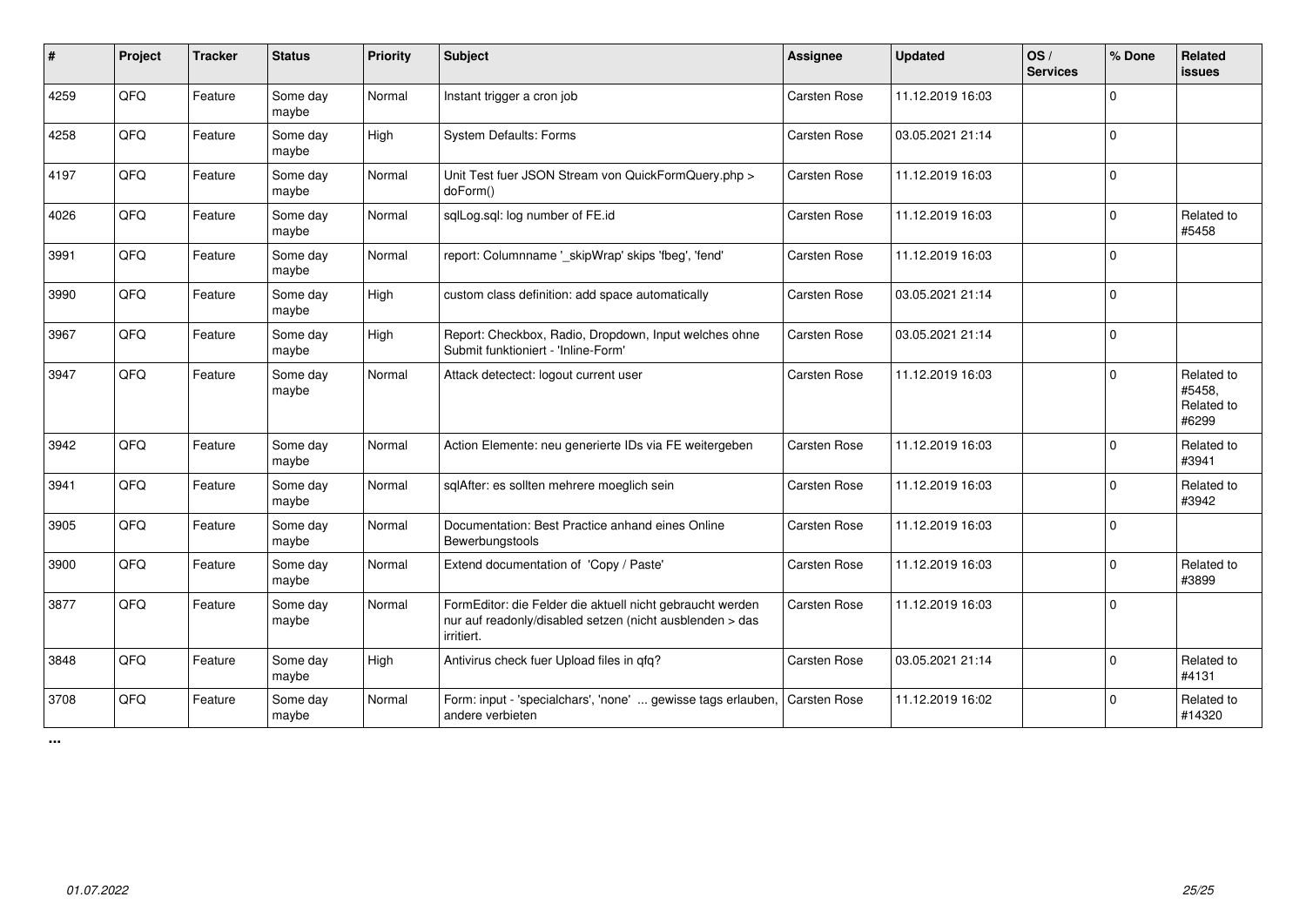| # | Project | Tracker | Status | Priority | Subject | Assignee | Updated | OS / Services | % Done | Related issues |
|---|---|---|---|---|---|---|---|---|---|---|
| 4259 | QFQ | Feature | Some day maybe | Normal | Instant trigger a cron job | Carsten Rose | 11.12.2019 16:03 | | 0 | |
| 4258 | QFQ | Feature | Some day maybe | High | System Defaults: Forms | Carsten Rose | 03.05.2021 21:14 | | 0 | |
| 4197 | QFQ | Feature | Some day maybe | Normal | Unit Test fuer JSON Stream von QuickFormQuery.php > doForm() | Carsten Rose | 11.12.2019 16:03 | | 0 | |
| 4026 | QFQ | Feature | Some day maybe | Normal | sqlLog.sql: log number of FE.id | Carsten Rose | 11.12.2019 16:03 | | 0 | Related to #5458 |
| 3991 | QFQ | Feature | Some day maybe | Normal | report: Columnname '_skipWrap' skips 'fbeg', 'fend' | Carsten Rose | 11.12.2019 16:03 | | 0 | |
| 3990 | QFQ | Feature | Some day maybe | High | custom class definition: add space automatically | Carsten Rose | 03.05.2021 21:14 | | 0 | |
| 3967 | QFQ | Feature | Some day maybe | High | Report: Checkbox, Radio, Dropdown, Input welches ohne Submit funktioniert - 'Inline-Form' | Carsten Rose | 03.05.2021 21:14 | | 0 | |
| 3947 | QFQ | Feature | Some day maybe | Normal | Attack detectect: logout current user | Carsten Rose | 11.12.2019 16:03 | | 0 | Related to #5458, Related to #6299 |
| 3942 | QFQ | Feature | Some day maybe | Normal | Action Elemente: neu generierte IDs via FE weitergeben | Carsten Rose | 11.12.2019 16:03 | | 0 | Related to #3941 |
| 3941 | QFQ | Feature | Some day maybe | Normal | sqlAfter: es sollten mehrere moeglich sein | Carsten Rose | 11.12.2019 16:03 | | 0 | Related to #3942 |
| 3905 | QFQ | Feature | Some day maybe | Normal | Documentation: Best Practice anhand eines Online Bewerbungstools | Carsten Rose | 11.12.2019 16:03 | | 0 | |
| 3900 | QFQ | Feature | Some day maybe | Normal | Extend documentation of 'Copy / Paste' | Carsten Rose | 11.12.2019 16:03 | | 0 | Related to #3899 |
| 3877 | QFQ | Feature | Some day maybe | Normal | FormEditor: die Felder die aktuell nicht gebraucht werden nur auf readonly/disabled setzen (nicht ausblenden > das irritiert. | Carsten Rose | 11.12.2019 16:03 | | 0 | |
| 3848 | QFQ | Feature | Some day maybe | High | Antivirus check fuer Upload files in qfq? | Carsten Rose | 03.05.2021 21:14 | | 0 | Related to #4131 |
| 3708 | QFQ | Feature | Some day maybe | Normal | Form: input - 'specialchars', 'none' ... gewisse tags erlauben, andere verbieten | Carsten Rose | 11.12.2019 16:02 | | 0 | Related to #14320 |

...